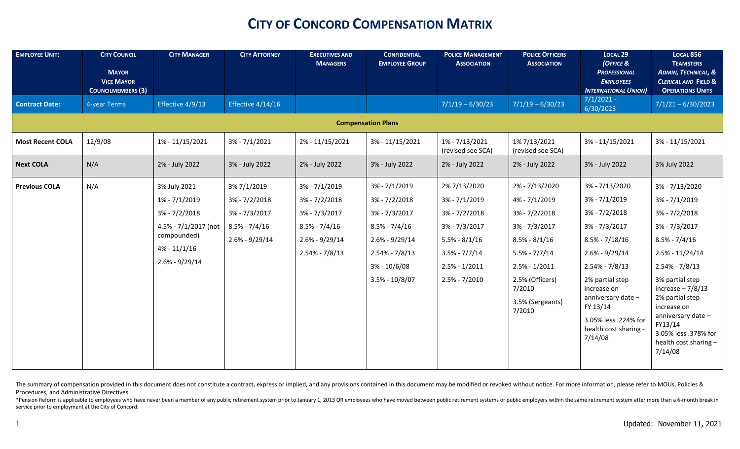# CITY OF CONCORD COMPENSATION MATRIX

| EMPLOYEE UNIT: | CITY COUNCIL<br>MAYOR<br>VICE MAYOR<br>COUNCILMEMBERS (3) | CITY MANAGER | CITY ATTORNEY | EXECUTIVES AND MANAGERS | CONFIDENTIAL EMPLOYEE GROUP | POLICE MANAGEMENT ASSOCIATION | POLICE OFFICERS ASSOCIATION | LOCAL 29<br>*(OFFICE & PROFESSIONAL EMPLOYEES INTERNATIONAL UNION)* | LOCAL 856<br>TEAMSTERS<br>*ADMIN, TECHNICAL, & CLERICAL AND FIELD &* OPERATIONS UNITS |
|---|---|---|---|---|---|---|---|---|---|
| **Contract Date:** | 4-year Terms | Effective 4/9/13 | Effective 4/14/16 | | | 7/1/19 – 6/30/23 | 7/1/19 – 6/30/23 | 7/1/2021 - 6/30/2023 | 7/1/21 – 6/30/2023 |
| **Compensation Plans** | | | | | | | | | |
| **Most Recent COLA** | 12/9/08 | 1% - 11/15/2021 | 3% - 7/1/2021 | 2% - 11/15/2021 | 3% - 11/15/2021 | 1% - 7/13/2021 (revised see SCA) | 1% 7/13/2021 (revised see SCA) | 3% - 11/15/2021 | 3% - 11/15/2021 |
| **Next COLA** | N/A | 2% - July 2022 | 3% - July 2022 | 2% - July 2022 | 3% - July 2022 | 2% - July 2022 | 2% - July 2022 | 3% - July 2022 | 3% July 2022 |
| **Previous COLA** | N/A | 3% July 2021<br>1% - 7/1/2019<br>3% - 7/2/2018<br>4.5% - 7/1/2017 (not compounded)<br>4% - 11/1/16<br>2.6% - 9/29/14 | 3% 7/1/2019<br>3% - 7/2/2018<br>3% - 7/3/2017<br>8.5% - 7/4/16<br>2.6% - 9/29/14 | 3% - 7/1/2019<br>3% - 7/2/2018<br>3% - 7/3/2017<br>8.5% - 7/4/16<br>2.6% - 9/29/14<br>2.54% - 7/8/13 | 3% - 7/1/2019<br>3% - 7/2/2018<br>3% - 7/3/2017<br>8.5% - 7/4/16<br>2.6% - 9/29/14<br>2.54% - 7/8/13<br>3% - 10/6/08<br>3.5% - 10/8/07 | 2% 7/13/2020<br>3% - 7/1/2019<br>3% - 7/2/2018<br>3% - 7/3/2017<br>5.5% - 8/1/16<br>3.5% - 7/7/14<br>2.5% - 1/2011<br>2.5% - 7/2010 | 2% - 7/13/2020<br>4% - 7/1/2019<br>3% - 7/2/2018<br>3% - 7/3/2017<br>8.5% - 8/1/16<br>5.5% - 7/7/14<br>2.5% - 1/2011<br>2.5% (Officers) 7/2010<br>3.5% (Sergeants) 7/2010 | 3% - 7/13/2020<br>3% - 7/1/2019<br>3% - 7/2/2018<br>3% - 7/3/2017<br>8.5% - 7/18/16<br>2.6% - 9/29/14<br>2.54% - 7/8/13<br>2% partial step increase on anniversary date – FY 13/14<br>3.05% less .224% for health cost sharing - 7/14/08 | 3% - 7/13/2020<br>3% - 7/1/2019<br>3% - 7/2/2018<br>3% - 7/3/2017<br>8.5% - 7/4/16<br>2.5% - 11/24/14<br>2.54% - 7/8/13<br>3% partial step increase – 7/8/13<br>2% partial step increase on anniversary date – FY13/14<br>3.05% less .378% for health cost sharing – 7/14/08 |

The summary of compensation provided in this document does not constitute a contract, express or implied, and any provisions contained in this document may be modified or revoked without notice. For more information, please refer to MOUs, Policies & Procedures, and Administrative Directives.

*Pension Reform is applicable to employees who have never been a member of any public retirement system prior to January 1, 2013 OR employees who have moved between public retirement systems or public employers within the same retirement system after more than a 6-month break in service prior to employment at the City of Concord.

Updated: November 11, 2021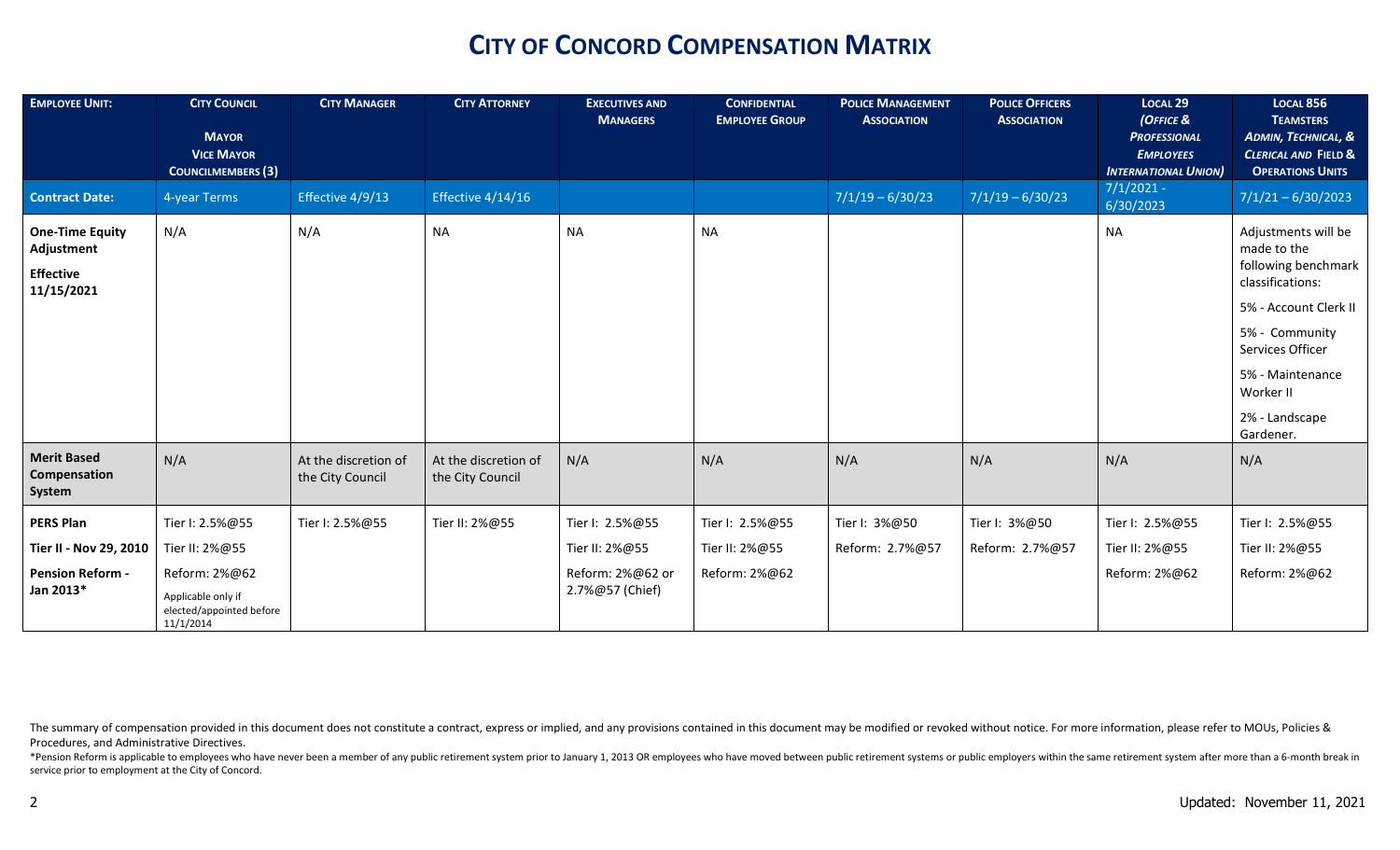# CITY OF CONCORD COMPENSATION MATRIX

| EMPLOYEE UNIT: | CITY COUNCIL<br>MAYOR<br>VICE MAYOR<br>COUNCILMEMBERS (3) | CITY MANAGER | CITY ATTORNEY | EXECUTIVES AND MANAGERS | CONFIDENTIAL EMPLOYEE GROUP | POLICE MANAGEMENT ASSOCIATION | POLICE OFFICERS ASSOCIATION | LOCAL 29 *(OFFICE & PROFESSIONAL EMPLOYEES INTERNATIONAL UNION)* | LOCAL 856 TEAMSTERS *ADMIN, TECHNICAL, & CLERICAL AND FIELD &* OPERATIONS UNITS |
|---|---|---|---|---|---|---|---|---|---|
| **Contract Date:** | 4-year Terms | Effective 4/9/13 | Effective 4/14/16 | | | 7/1/19 – 6/30/23 | 7/1/19 – 6/30/23 | 7/1/2021 - 6/30/2023 | 7/1/21 – 6/30/2023 |
| **One-Time Equity Adjustment**<br>**Effective 11/15/2021** | N/A | N/A | NA | NA | NA | | | NA | Adjustments will be made to the following benchmark classifications:<br>5% - Account Clerk II<br>5% - Community Services Officer<br>5% - Maintenance Worker II<br>2% - Landscape Gardener. |
| **Merit Based Compensation System** | N/A | At the discretion of the City Council | At the discretion of the City Council | N/A | N/A | N/A | N/A | N/A | N/A |
| **PERS Plan**<br>**Tier II - Nov 29, 2010**<br>**Pension Reform - Jan 2013*** | Tier I: 2.5%@55<br>Tier II: 2%@55<br>Reform: 2%@62<br>Applicable only if elected/appointed before 11/1/2014 | Tier I: 2.5%@55 | Tier II: 2%@55 | Tier I: 2.5%@55<br>Tier II: 2%@55<br>Reform: 2%@62 or 2.7%@57 (Chief) | Tier I: 2.5%@55<br>Tier II: 2%@55<br>Reform: 2%@62 | Tier I: 3%@50<br>Reform: 2.7%@57 | Tier I: 3%@50<br>Reform: 2.7%@57 | Tier I: 2.5%@55<br>Tier II: 2%@55<br>Reform: 2%@62 | Tier I: 2.5%@55<br>Tier II: 2%@55<br>Reform: 2%@62 |

The summary of compensation provided in this document does not constitute a contract, express or implied, and any provisions contained in this document may be modified or revoked without notice. For more information, please refer to MOUs, Policies & Procedures, and Administrative Directives.

*Pension Reform is applicable to employees who have never been a member of any public retirement system prior to January 1, 2013 OR employees who have moved between public retirement systems or public employers within the same retirement system after more than a 6-month break in service prior to employment at the City of Concord.

Updated: November 11, 2021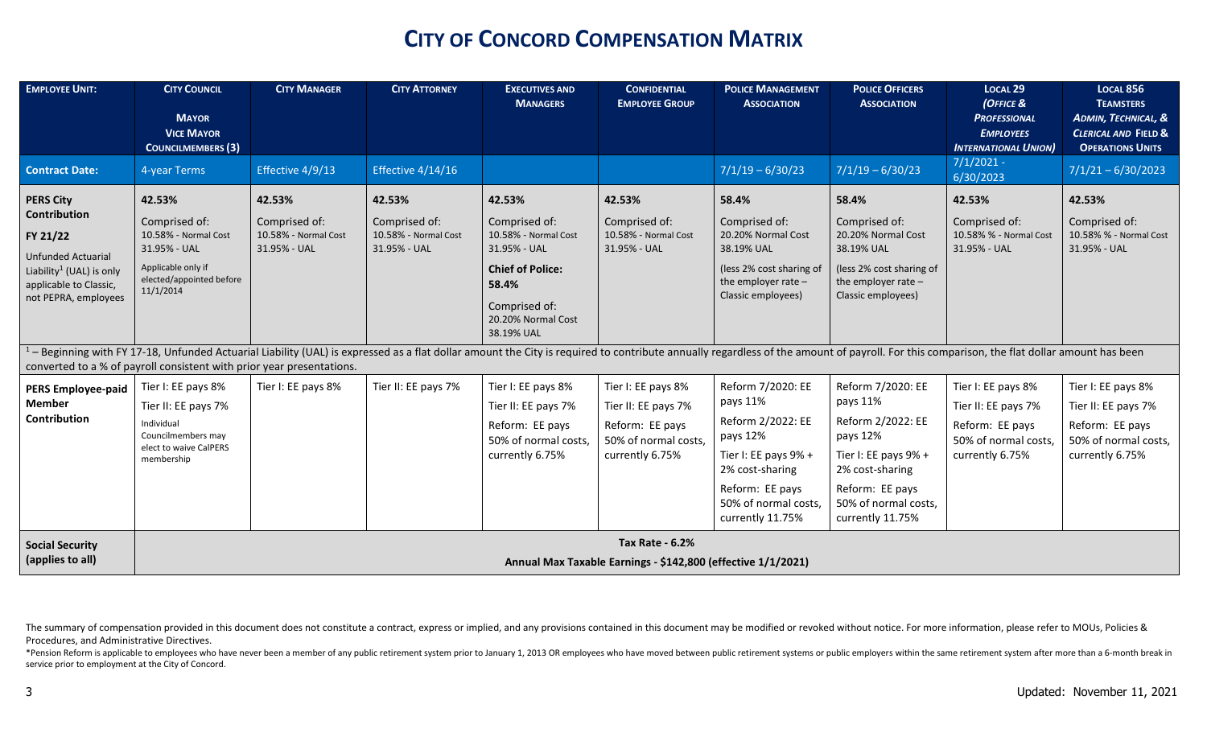# CITY OF CONCORD COMPENSATION MATRIX

| EMPLOYEE UNIT: | CITY COUNCIL<br>MAYOR<br>VICE MAYOR<br>COUNCILMEMBERS (3) | CITY MANAGER | CITY ATTORNEY | EXECUTIVES AND MANAGERS | CONFIDENTIAL EMPLOYEE GROUP | POLICE MANAGEMENT ASSOCIATION | POLICE OFFICERS ASSOCIATION | LOCAL 29 (OFFICE & PROFESSIONAL EMPLOYEES INTERNATIONAL UNION) | LOCAL 856 TEAMSTERS ADMIN, TECHNICAL, & CLERICAL AND FIELD & OPERATIONS UNITS |
|---|---|---|---|---|---|---|---|---|---|
| **Contract Date:** | 4-year Terms | Effective 4/9/13 | Effective 4/14/16 | | | 7/1/19 – 6/30/23 | 7/1/19 – 6/30/23 | 7/1/2021 - 6/30/2023 | 7/1/21 – 6/30/2023 |
| **PERS City Contribution**<br>**FY 21/22**<br>Unfunded Actuarial Liability[1] (UAL) is only applicable to Classic, not PEPRA, employees | 42.53%<br>Comprised of:<br>10.58% - Normal Cost<br>31.95% - UAL<br>Applicable only if elected/appointed before 11/1/2014 | 42.53%<br>Comprised of:<br>10.58% - Normal Cost<br>31.95% - UAL | 42.53%<br>Comprised of:<br>10.58% - Normal Cost<br>31.95% - UAL | 42.53%<br>Comprised of:<br>10.58% - Normal Cost<br>31.95% - UAL<br>**Chief of Police:**<br>**58.4%**<br>Comprised of:<br>20.20% Normal Cost<br>38.19% UAL | 42.53%<br>Comprised of:<br>10.58% - Normal Cost<br>31.95% - UAL | 58.4%<br>Comprised of:<br>20.20% Normal Cost<br>38.19% UAL<br>(less 2% cost sharing of the employer rate – Classic employees) | 58.4%<br>Comprised of:<br>20.20% Normal Cost<br>38.19% UAL<br>(less 2% cost sharing of the employer rate – Classic employees) | 42.53%<br>Comprised of:<br>10.58% % - Normal Cost<br>31.95% - UAL | 42.53%<br>Comprised of:<br>10.58% % - Normal Cost<br>31.95% - UAL |
| [1] – Beginning with FY 17-18, Unfunded Actuarial Liability (UAL) is expressed as a flat dollar amount the City is required to contribute annually regardless of the amount of payroll. For this comparison, the flat dollar amount has been converted to a % of payroll consistent with prior year presentations. | | | | | | | | | |
| **PERS Employee-paid Member Contribution** | Tier I: EE pays 8%<br>Tier II: EE pays 7%<br>Individual Councilmembers may elect to waive CalPERS membership | Tier I: EE pays 8% | Tier II: EE pays 7% | Tier I: EE pays 8%<br>Tier II: EE pays 7%<br>Reform: EE pays 50% of normal costs, currently 6.75% | Tier I: EE pays 8%<br>Tier II: EE pays 7%<br>Reform: EE pays 50% of normal costs, currently 6.75% | Reform 7/2020: EE pays 11%<br>Reform 2/2022: EE pays 12%<br>Tier I: EE pays 9% + 2% cost-sharing<br>Reform: EE pays 50% of normal costs, currently 11.75% | Reform 7/2020: EE pays 11%<br>Reform 2/2022: EE pays 12%<br>Tier I: EE pays 9% + 2% cost-sharing<br>Reform: EE pays 50% of normal costs, currently 11.75% | Tier I: EE pays 8%<br>Tier II: EE pays 7%<br>Reform: EE pays 50% of normal costs, currently 6.75% | Tier I: EE pays 8%<br>Tier II: EE pays 7%<br>Reform: EE pays 50% of normal costs, currently 6.75% |
| **Social Security (applies to all)** | **Tax Rate - 6.2%**<br>**Annual Max Taxable Earnings - $142,800 (effective 1/1/2021)** | | | | | | | | |

The summary of compensation provided in this document does not constitute a contract, express or implied, and any provisions contained in this document may be modified or revoked without notice. For more information, please refer to MOUs, Policies & Procedures, and Administrative Directives.

*Pension Reform is applicable to employees who have never been a member of any public retirement system prior to January 1, 2013 OR employees who have moved between public retirement systems or public employers within the same retirement system after more than a 6-month break in service prior to employment at the City of Concord.

Updated: November 11, 2021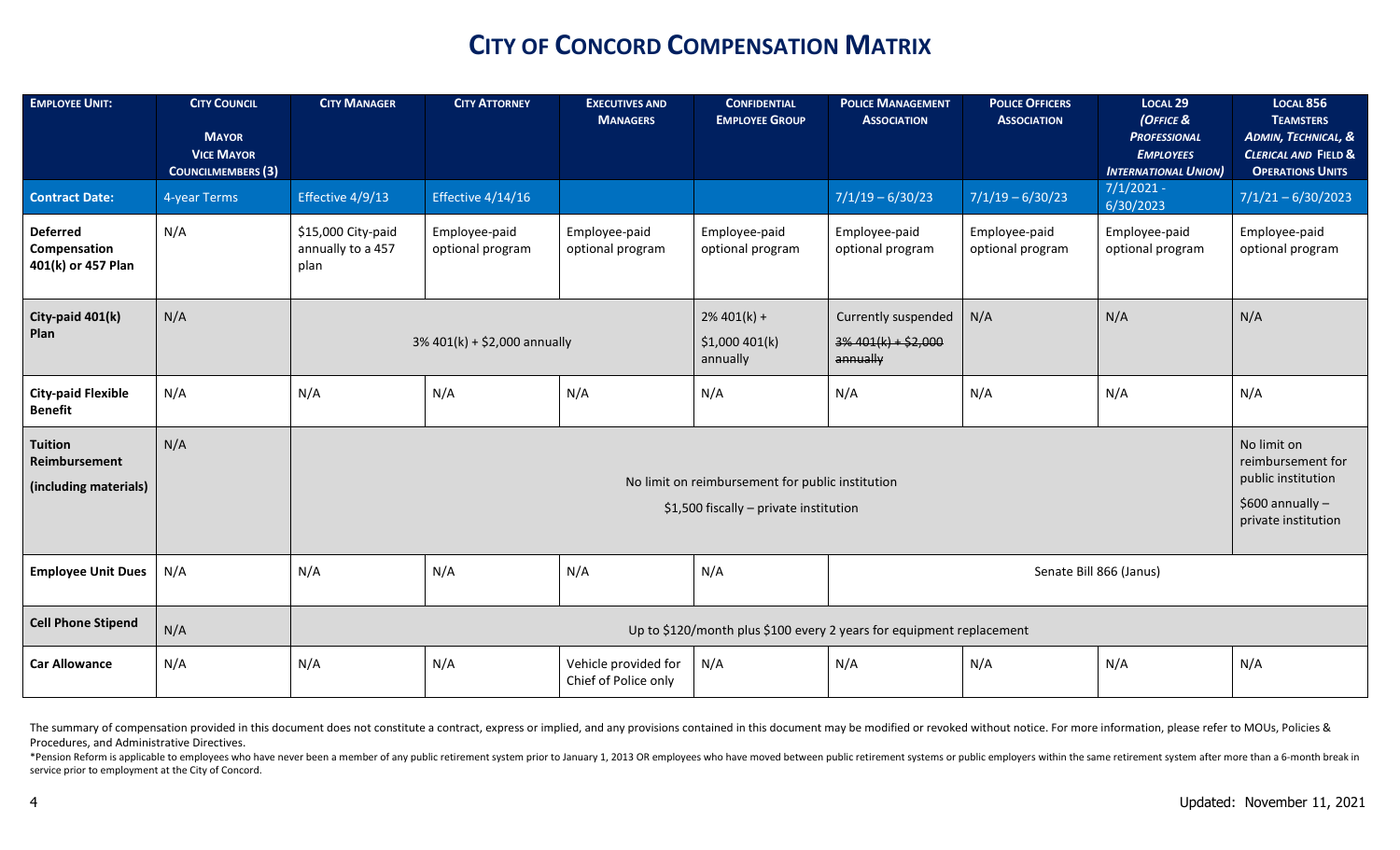# CITY OF CONCORD COMPENSATION MATRIX

| EMPLOYEE UNIT: | CITY COUNCIL<br>MAYOR<br>VICE MAYOR<br>COUNCILMEMBERS (3) | CITY MANAGER | CITY ATTORNEY | EXECUTIVES AND MANAGERS | CONFIDENTIAL EMPLOYEE GROUP | POLICE MANAGEMENT ASSOCIATION | POLICE OFFICERS ASSOCIATION | LOCAL 29 *(OFFICE & PROFESSIONAL EMPLOYEES INTERNATIONAL UNION)* | LOCAL 856 TEAMSTERS *ADMIN, TECHNICAL, & CLERICAL AND FIELD &* OPERATIONS UNITS |
|---|---|---|---|---|---|---|---|---|---|
| **Contract Date:** | 4-year Terms | Effective 4/9/13 | Effective 4/14/16 | | | 7/1/19 – 6/30/23 | 7/1/19 – 6/30/23 | 7/1/2021 - 6/30/2023 | 7/1/21 – 6/30/2023 |
| **Deferred Compensation 401(k) or 457 Plan** | N/A | $15,000 City-paid annually to a 457 plan | Employee-paid optional program | Employee-paid optional program | Employee-paid optional program | Employee-paid optional program | Employee-paid optional program | Employee-paid optional program | Employee-paid optional program |
| **City-paid 401(k) Plan** | N/A | 3% 401(k) + $2,000 annually | | | 2% 401(k) + $1,000 401(k) annually | Currently suspended ~~3% 401(k) + $2,000 annually~~ | N/A | N/A | N/A |
| **City-paid Flexible Benefit** | N/A | N/A | N/A | N/A | N/A | N/A | N/A | N/A | N/A |
| **Tuition Reimbursement (including materials)** | N/A | No limit on reimbursement for public institution<br>$1,500 fiscally – private institution | | | | | | | No limit on reimbursement for public institution<br>$600 annually – private institution |
| **Employee Unit Dues** | N/A | N/A | N/A | N/A | N/A | Senate Bill 866 (Janus) | | | |
| **Cell Phone Stipend** | N/A | Up to $120/month plus $100 every 2 years for equipment replacement | | | | | | | |
| **Car Allowance** | N/A | N/A | N/A | Vehicle provided for Chief of Police only | N/A | N/A | N/A | N/A | N/A |

The summary of compensation provided in this document does not constitute a contract, express or implied, and any provisions contained in this document may be modified or revoked without notice. For more information, please refer to MOUs, Policies & Procedures, and Administrative Directives.

*Pension Reform is applicable to employees who have never been a member of any public retirement system prior to January 1, 2013 OR employees who have moved between public retirement systems or public employers within the same retirement system after more than a 6-month break in service prior to employment at the City of Concord.

Updated: November 11, 2021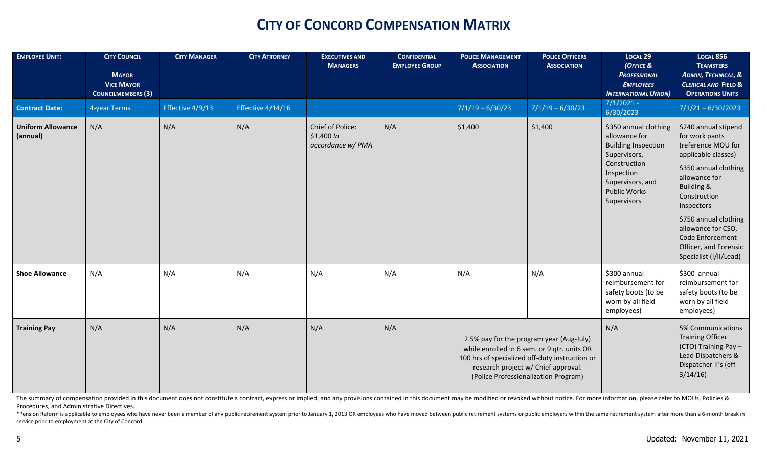# CITY OF CONCORD COMPENSATION MATRIX

| EMPLOYEE UNIT: | CITY COUNCIL<br>MAYOR<br>VICE MAYOR<br>COUNCILMEMBERS (3) | CITY MANAGER | CITY ATTORNEY | EXECUTIVES AND MANAGERS | CONFIDENTIAL EMPLOYEE GROUP | POLICE MANAGEMENT ASSOCIATION | POLICE OFFICERS ASSOCIATION | LOCAL 29 *(OFFICE & PROFESSIONAL EMPLOYEES INTERNATIONAL UNION)* | LOCAL 856 TEAMSTERS *ADMIN, TECHNICAL, & CLERICAL AND* FIELD & OPERATIONS UNITS |
|---|---|---|---|---|---|---|---|---|---|
| **Contract Date:** | 4-year Terms | Effective 4/9/13 | Effective 4/14/16 | | | 7/1/19 – 6/30/23 | 7/1/19 – 6/30/23 | 7/1/2021 - 6/30/2023 | 7/1/21 – 6/30/2023 |
| **Uniform Allowance (annual)** | N/A | N/A | N/A | Chief of Police: $1,400 *In accordance w/ PMA* | N/A | $1,400 | $1,400 | $350 annual clothing allowance for Building Inspection Supervisors, Construction Inspection Supervisors, and Public Works Supervisors | $240 annual stipend for work pants (reference MOU for applicable classes)<br>$350 annual clothing allowance for Building & Construction Inspectors<br>$750 annual clothing allowance for CSO, Code Enforcement Officer, and Forensic Specialist (I/II/Lead) |
| **Shoe Allowance** | N/A | N/A | N/A | N/A | N/A | N/A | N/A | $300 annual reimbursement for safety boots (to be worn by all field employees) | $300 annual reimbursement for safety boots (to be worn by all field employees) |
| **Training Pay** | N/A | N/A | N/A | N/A | N/A | 2.5% pay for the program year (Aug-July) while enrolled in 6 sem. or 9 qtr. units OR 100 hrs of specialized off-duty instruction or research project w/ Chief approval. (Police Professionalization Program) | | N/A | 5% Communications Training Officer (CTO) Training Pay – Lead Dispatchers & Dispatcher II's (eff 3/14/16) |

The summary of compensation provided in this document does not constitute a contract, express or implied, and any provisions contained in this document may be modified or revoked without notice. For more information, please refer to MOUs, Policies & Procedures, and Administrative Directives.

*Pension Reform is applicable to employees who have never been a member of any public retirement system prior to January 1, 2013 OR employees who have moved between public retirement systems or public employers within the same retirement system after more than a 6-month break in service prior to employment at the City of Concord.

Updated: November 11, 2021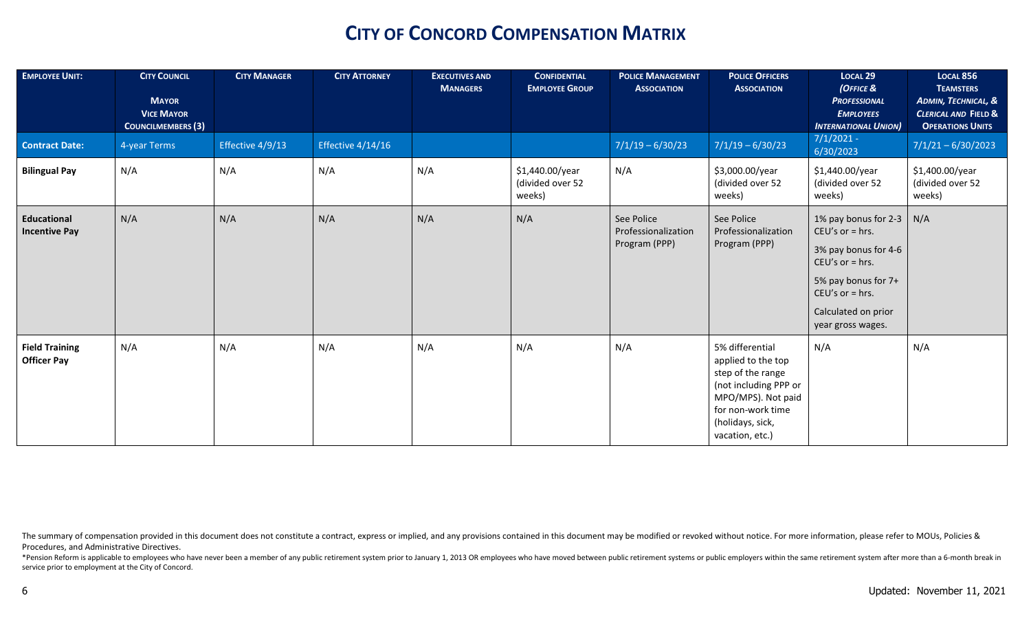# CITY OF CONCORD COMPENSATION MATRIX

| EMPLOYEE UNIT: | CITY COUNCIL<br>MAYOR<br>VICE MAYOR<br>COUNCILMEMBERS (3) | CITY MANAGER | CITY ATTORNEY | EXECUTIVES AND MANAGERS | CONFIDENTIAL EMPLOYEE GROUP | POLICE MANAGEMENT ASSOCIATION | POLICE OFFICERS ASSOCIATION | LOCAL 29 *(OFFICE & PROFESSIONAL EMPLOYEES INTERNATIONAL UNION)* | LOCAL 856 TEAMSTERS *ADMIN, TECHNICAL, & CLERICAL AND FIELD &* OPERATIONS UNITS |
|---|---|---|---|---|---|---|---|---|---|
| **Contract Date:** | 4-year Terms | Effective 4/9/13 | Effective 4/14/16 | | | 7/1/19 – 6/30/23 | 7/1/19 – 6/30/23 | 7/1/2021 - 6/30/2023 | 7/1/21 – 6/30/2023 |
| **Bilingual Pay** | N/A | N/A | N/A | N/A | $1,440.00/year (divided over 52 weeks) | N/A | $3,000.00/year (divided over 52 weeks) | $1,440.00/year (divided over 52 weeks) | $1,400.00/year (divided over 52 weeks) |
| **Educational Incentive Pay** | N/A | N/A | N/A | N/A | N/A | See Police Professionalization Program (PPP) | See Police Professionalization Program (PPP) | 1% pay bonus for 2-3 CEU's or = hrs.<br>3% pay bonus for 4-6 CEU's or = hrs.<br>5% pay bonus for 7+ CEU's or = hrs.<br>Calculated on prior year gross wages. | N/A |
| **Field Training Officer Pay** | N/A | N/A | N/A | N/A | N/A | N/A | 5% differential applied to the top step of the range (not including PPP or MPO/MPS). Not paid for non-work time (holidays, sick, vacation, etc.) | N/A | N/A |

The summary of compensation provided in this document does not constitute a contract, express or implied, and any provisions contained in this document may be modified or revoked without notice. For more information, please refer to MOUs, Policies & Procedures, and Administrative Directives.

*Pension Reform is applicable to employees who have never been a member of any public retirement system prior to January 1, 2013 OR employees who have moved between public retirement systems or public employers within the same retirement system after more than a 6-month break in service prior to employment at the City of Concord.

Updated: November 11, 2021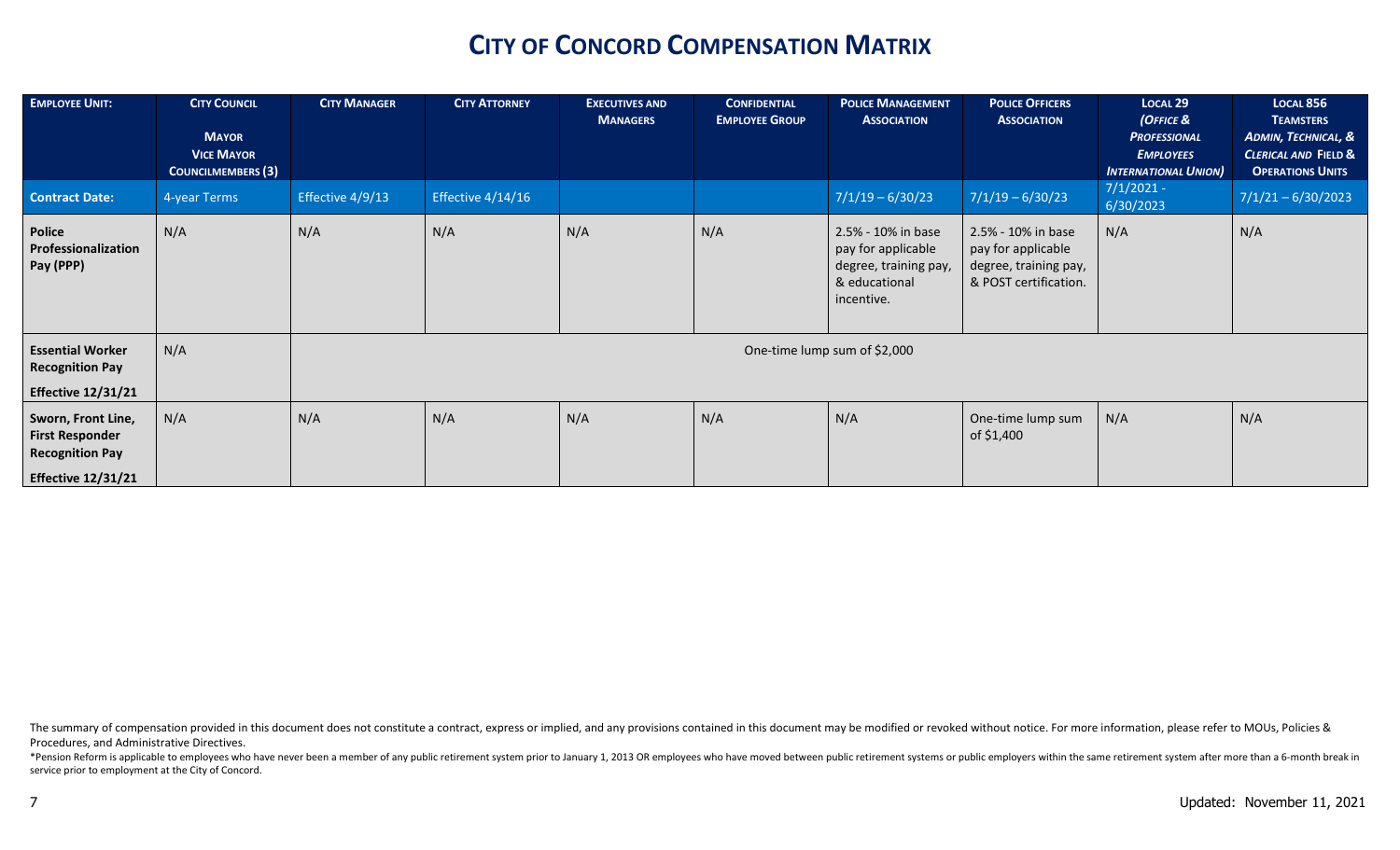# CITY OF CONCORD COMPENSATION MATRIX

| EMPLOYEE UNIT: | CITY COUNCIL<br>MAYOR<br>VICE MAYOR<br>COUNCILMEMBERS (3) | CITY MANAGER | CITY ATTORNEY | EXECUTIVES AND MANAGERS | CONFIDENTIAL EMPLOYEE GROUP | POLICE MANAGEMENT ASSOCIATION | POLICE OFFICERS ASSOCIATION | LOCAL 29 *(OFFICE & PROFESSIONAL EMPLOYEES INTERNATIONAL UNION)* | LOCAL 856 TEAMSTERS *ADMIN, TECHNICAL, & CLERICAL AND FIELD &* OPERATIONS UNITS |
|---|---|---|---|---|---|---|---|---|---|
| **Contract Date:** | 4-year Terms | Effective 4/9/13 | Effective 4/14/16 | | | 7/1/19 – 6/30/23 | 7/1/19 – 6/30/23 | 7/1/2021 - 6/30/2023 | 7/1/21 – 6/30/2023 |
| **Police Professionalization Pay (PPP)** | N/A | N/A | N/A | N/A | N/A | 2.5% - 10% in base pay for applicable degree, training pay, & educational incentive. | 2.5% - 10% in base pay for applicable degree, training pay, & POST certification. | N/A | N/A |
| **Essential Worker Recognition Pay**<br>**Effective 12/31/21** | N/A | One-time lump sum of $2,000 | | | | | | | |
| **Sworn, Front Line, First Responder Recognition Pay**<br>**Effective 12/31/21** | N/A | N/A | N/A | N/A | N/A | N/A | One-time lump sum of $1,400 | N/A | N/A |

The summary of compensation provided in this document does not constitute a contract, express or implied, and any provisions contained in this document may be modified or revoked without notice. For more information, please refer to MOUs, Policies & Procedures, and Administrative Directives.

*Pension Reform is applicable to employees who have never been a member of any public retirement system prior to January 1, 2013 OR employees who have moved between public retirement systems or public employers within the same retirement system after more than a 6-month break in service prior to employment at the City of Concord.

Updated: November 11, 2021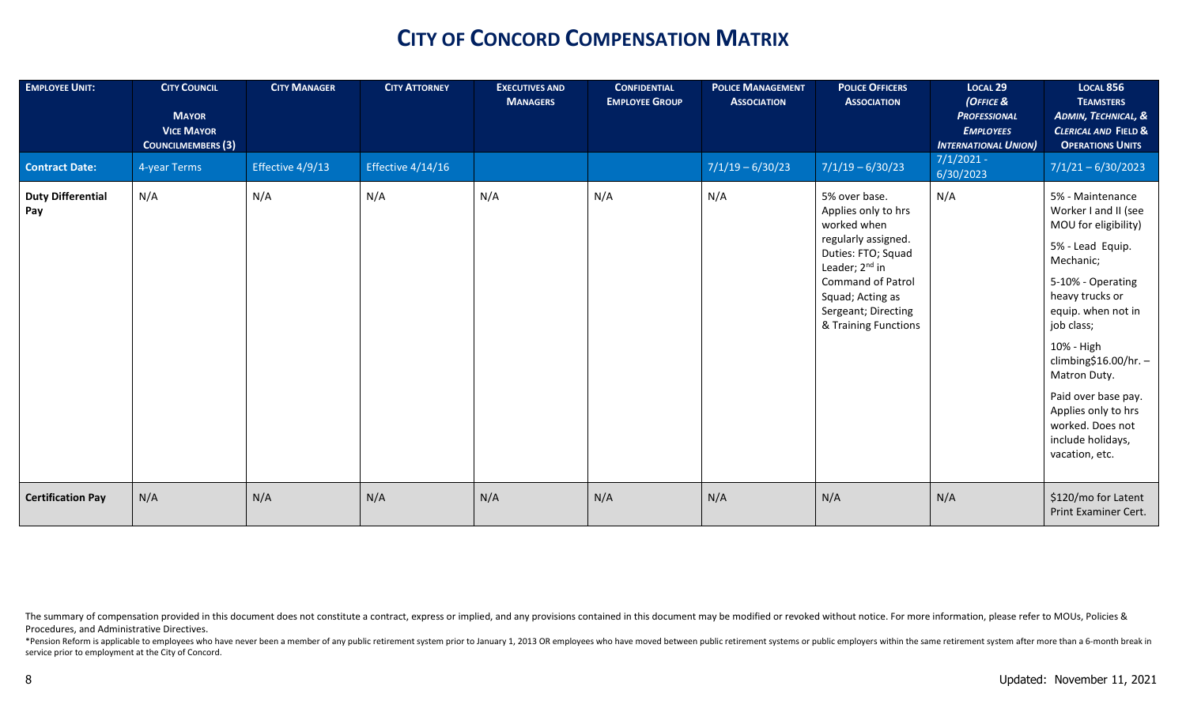# CITY OF CONCORD COMPENSATION MATRIX

| EMPLOYEE UNIT: | CITY COUNCIL<br>MAYOR<br>VICE MAYOR<br>COUNCILMEMBERS (3) | CITY MANAGER | CITY ATTORNEY | EXECUTIVES AND MANAGERS | CONFIDENTIAL EMPLOYEE GROUP | POLICE MANAGEMENT ASSOCIATION | POLICE OFFICERS ASSOCIATION | LOCAL 29 *(OFFICE & PROFESSIONAL EMPLOYEES INTERNATIONAL UNION)* | LOCAL 856 TEAMSTERS *ADMIN, TECHNICAL, & CLERICAL AND* FIELD & OPERATIONS UNITS |
|---|---|---|---|---|---|---|---|---|---|
| **Contract Date:** | 4-year Terms | Effective 4/9/13 | Effective 4/14/16 | | | 7/1/19 – 6/30/23 | 7/1/19 – 6/30/23 | 7/1/2021 - 6/30/2023 | 7/1/21 – 6/30/2023 |
| **Duty Differential Pay** | N/A | N/A | N/A | N/A | N/A | N/A | 5% over base. Applies only to hrs worked when regularly assigned. Duties: FTO; Squad Leader; 2nd in Command of Patrol Squad; Acting as Sergeant; Directing & Training Functions | N/A | 5% - Maintenance Worker I and II (see MOU for eligibility)<br><br>5% - Lead Equip. Mechanic;<br><br>5-10% - Operating heavy trucks or equip. when not in job class;<br><br>10% - High climbing$16.00/hr. – Matron Duty.<br><br>Paid over base pay. Applies only to hrs worked. Does not include holidays, vacation, etc. |
| **Certification Pay** | N/A | N/A | N/A | N/A | N/A | N/A | N/A | N/A | $120/mo for Latent Print Examiner Cert. |

The summary of compensation provided in this document does not constitute a contract, express or implied, and any provisions contained in this document may be modified or revoked without notice. For more information, please refer to MOUs, Policies & Procedures, and Administrative Directives.

*Pension Reform is applicable to employees who have never been a member of any public retirement system prior to January 1, 2013 OR employees who have moved between public retirement systems or public employers within the same retirement system after more than a 6-month break in service prior to employment at the City of Concord.

Updated: November 11, 2021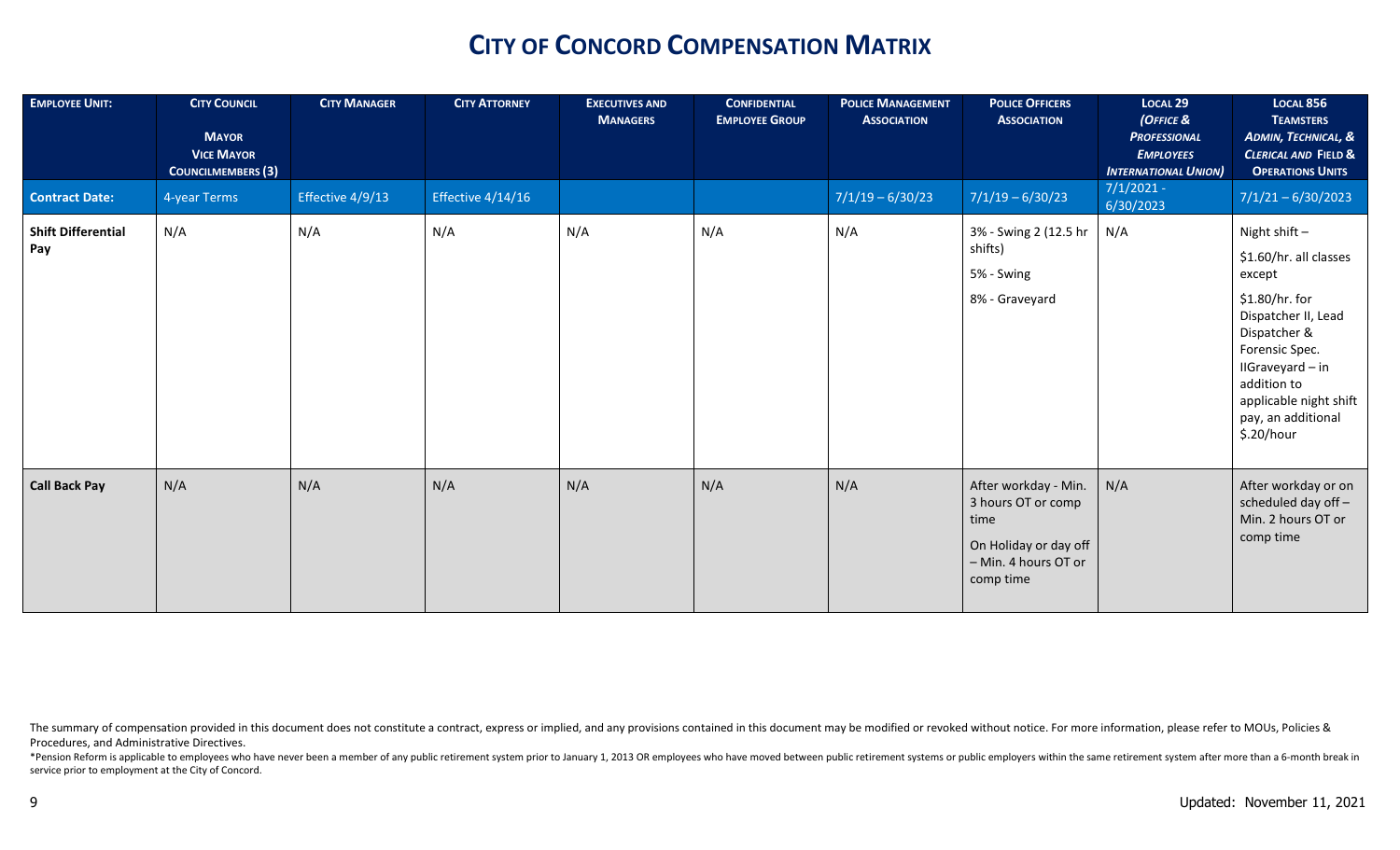# CITY OF CONCORD COMPENSATION MATRIX

| EMPLOYEE UNIT: | CITY COUNCIL MAYOR VICE MAYOR COUNCILMEMBERS (3) | CITY MANAGER | CITY ATTORNEY | EXECUTIVES AND MANAGERS | CONFIDENTIAL EMPLOYEE GROUP | POLICE MANAGEMENT ASSOCIATION | POLICE OFFICERS ASSOCIATION | LOCAL 29 (OFFICE & PROFESSIONAL EMPLOYEES INTERNATIONAL UNION) | LOCAL 856 TEAMSTERS ADMIN, TECHNICAL, & CLERICAL AND FIELD & OPERATIONS UNITS |
|---|---|---|---|---|---|---|---|---|---|
| **Contract Date:** | 4-year Terms | Effective 4/9/13 | Effective 4/14/16 | | | 7/1/19 – 6/30/23 | 7/1/19 – 6/30/23 | 7/1/2021 - 6/30/2023 | 7/1/21 – 6/30/2023 |
| **Shift Differential Pay** | N/A | N/A | N/A | N/A | N/A | N/A | 3% - Swing 2 (12.5 hr shifts)<br>5% - Swing<br>8% - Graveyard | N/A | Night shift –<br>$1.60/hr. all classes except<br>$1.80/hr. for Dispatcher II, Lead Dispatcher & Forensic Spec. IIGraveyard – in addition to applicable night shift pay, an additional $.20/hour |
| **Call Back Pay** | N/A | N/A | N/A | N/A | N/A | N/A | After workday - Min. 3 hours OT or comp time<br>On Holiday or day off – Min. 4 hours OT or comp time | N/A | After workday or on scheduled day off – Min. 2 hours OT or comp time |

The summary of compensation provided in this document does not constitute a contract, express or implied, and any provisions contained in this document may be modified or revoked without notice. For more information, please refer to MOUs, Policies & Procedures, and Administrative Directives.

*Pension Reform is applicable to employees who have never been a member of any public retirement system prior to January 1, 2013 OR employees who have moved between public retirement systems or public employers within the same retirement system after more than a 6-month break in service prior to employment at the City of Concord.

Updated: November 11, 2021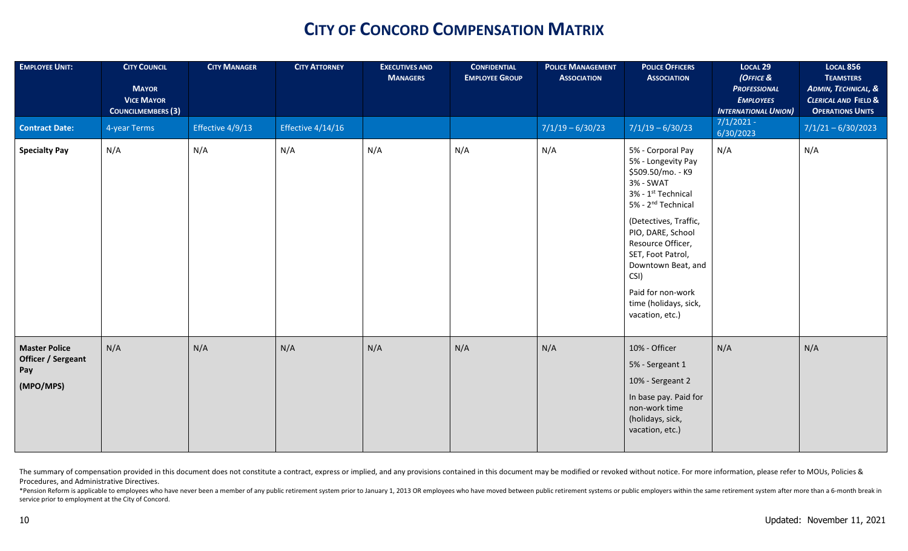# CITY OF CONCORD COMPENSATION MATRIX

| EMPLOYEE UNIT: | CITY COUNCIL<br>MAYOR<br>VICE MAYOR<br>COUNCILMEMBERS (3) | CITY MANAGER | CITY ATTORNEY | EXECUTIVES AND MANAGERS | CONFIDENTIAL EMPLOYEE GROUP | POLICE MANAGEMENT ASSOCIATION | POLICE OFFICERS ASSOCIATION | LOCAL 29 (OFFICE & PROFESSIONAL EMPLOYEES INTERNATIONAL UNION) | LOCAL 856 TEAMSTERS ADMIN, TECHNICAL, & CLERICAL AND FIELD & OPERATIONS UNITS |
|---|---|---|---|---|---|---|---|---|---|
| **Contract Date:** | 4-year Terms | Effective 4/9/13 | Effective 4/14/16 | | | 7/1/19 – 6/30/23 | 7/1/19 – 6/30/23 | 7/1/2021 - 6/30/2023 | 7/1/21 – 6/30/2023 |
| **Specialty Pay** | N/A | N/A | N/A | N/A | N/A | N/A | 5% - Corporal Pay<br>5% - Longevity Pay<br>$509.50/mo. - K9<br>3% - SWAT<br>3% - 1st Technical<br>5% - 2nd Technical<br>(Detectives, Traffic, PIO, DARE, School Resource Officer, SET, Foot Patrol, Downtown Beat, and CSI)<br>Paid for non-work time (holidays, sick, vacation, etc.) | N/A | N/A |
| **Master Police Officer / Sergeant Pay (MPO/MPS)** | N/A | N/A | N/A | N/A | N/A | N/A | 10% - Officer<br>5% - Sergeant 1<br>10% - Sergeant 2<br>In base pay. Paid for non-work time (holidays, sick, vacation, etc.) | N/A | N/A |

The summary of compensation provided in this document does not constitute a contract, express or implied, and any provisions contained in this document may be modified or revoked without notice. For more information, please refer to MOUs, Policies & Procedures, and Administrative Directives.

*Pension Reform is applicable to employees who have never been a member of any public retirement system prior to January 1, 2013 OR employees who have moved between public retirement systems or public employers within the same retirement system after more than a 6-month break in service prior to employment at the City of Concord.

Updated: November 11, 2021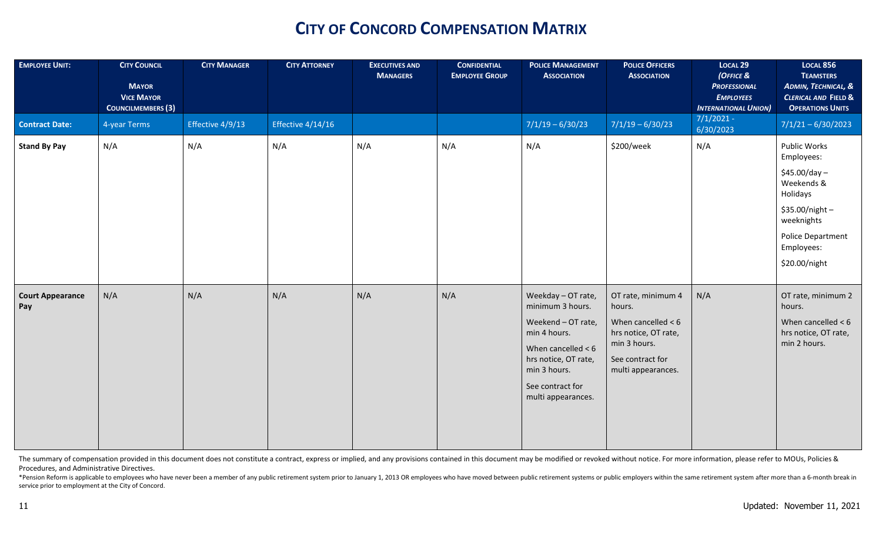# CITY OF CONCORD COMPENSATION MATRIX

| EMPLOYEE UNIT: | CITY COUNCIL<br>MAYOR<br>VICE MAYOR<br>COUNCILMEMBERS (3) | CITY MANAGER | CITY ATTORNEY | EXECUTIVES AND MANAGERS | CONFIDENTIAL EMPLOYEE GROUP | POLICE MANAGEMENT ASSOCIATION | POLICE OFFICERS ASSOCIATION | LOCAL 29 *(OFFICE & PROFESSIONAL EMPLOYEES INTERNATIONAL UNION)* | LOCAL 856 TEAMSTERS *ADMIN, TECHNICAL, & CLERICAL AND* FIELD & OPERATIONS UNITS |
|---|---|---|---|---|---|---|---|---|---|
| **Contract Date:** | 4-year Terms | Effective 4/9/13 | Effective 4/14/16 | | | 7/1/19 – 6/30/23 | 7/1/19 – 6/30/23 | 7/1/2021 - 6/30/2023 | 7/1/21 – 6/30/2023 |
| **Stand By Pay** | N/A | N/A | N/A | N/A | N/A | N/A | $200/week | N/A | Public Works Employees:<br>$45.00/day – Weekends & Holidays<br>$35.00/night – weeknights<br>Police Department Employees:<br>$20.00/night |
| **Court Appearance Pay** | N/A | N/A | N/A | N/A | N/A | Weekday – OT rate, minimum 3 hours.<br>Weekend – OT rate, min 4 hours.<br>When cancelled < 6 hrs notice, OT rate, min 3 hours.<br>See contract for multi appearances. | OT rate, minimum 4 hours.<br>When cancelled < 6 hrs notice, OT rate, min 3 hours.<br>See contract for multi appearances. | N/A | OT rate, minimum 2 hours.<br>When cancelled < 6 hrs notice, OT rate, min 2 hours. |

The summary of compensation provided in this document does not constitute a contract, express or implied, and any provisions contained in this document may be modified or revoked without notice. For more information, please refer to MOUs, Policies & Procedures, and Administrative Directives.

*Pension Reform is applicable to employees who have never been a member of any public retirement system prior to January 1, 2013 OR employees who have moved between public retirement systems or public employers within the same retirement system after more than a 6-month break in service prior to employment at the City of Concord.

Updated: November 11, 2021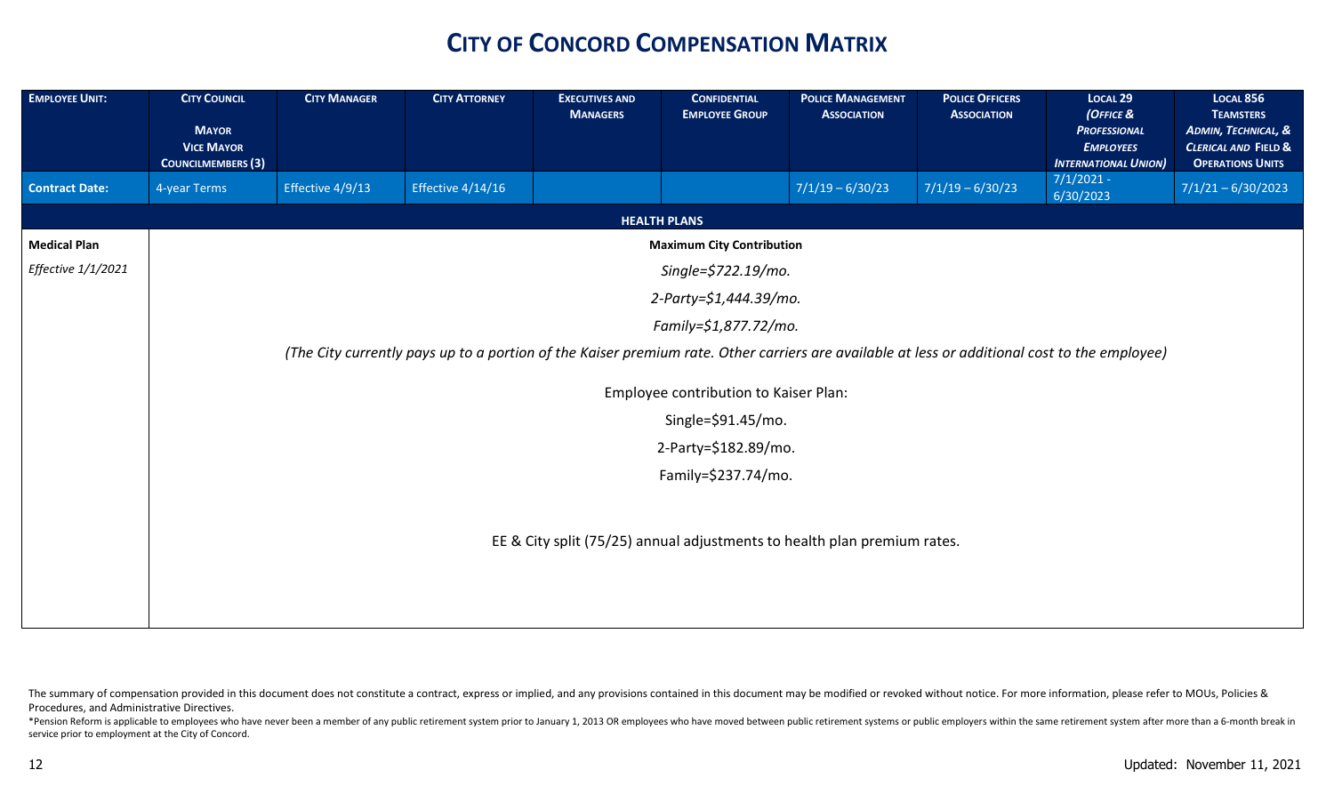# CITY OF CONCORD COMPENSATION MATRIX

| EMPLOYEE UNIT: | CITY COUNCIL<br>MAYOR<br>VICE MAYOR<br>COUNCILMEMBERS (3) | CITY MANAGER | CITY ATTORNEY | EXECUTIVES AND MANAGERS | CONFIDENTIAL EMPLOYEE GROUP | POLICE MANAGEMENT ASSOCIATION | POLICE OFFICERS ASSOCIATION | LOCAL 29 (OFFICE & PROFESSIONAL EMPLOYEES INTERNATIONAL UNION) | LOCAL 856 TEAMSTERS ADMIN, TECHNICAL, & CLERICAL AND FIELD & OPERATIONS UNITS |
|---|---|---|---|---|---|---|---|---|---|
| **Contract Date:** | 4-year Terms | Effective 4/9/13 | Effective 4/14/16 | | | 7/1/19 – 6/30/23 | 7/1/19 – 6/30/23 | 7/1/2021 - 6/30/2023 | 7/1/21 – 6/30/2023 |
| **HEALTH PLANS** | | | | | | | | | |
| **Medical Plan**<br>*Effective 1/1/2021* | **Maximum City Contribution**<br>*Single=$722.19/mo.*<br>*2-Party=$1,444.39/mo.*<br>*Family=$1,877.72/mo.*<br>*(The City currently pays up to a portion of the Kaiser premium rate. Other carriers are available at less or additional cost to the employee)*<br>Employee contribution to Kaiser Plan:<br>Single=$91.45/mo.<br>2-Party=$182.89/mo.<br>Family=$237.74/mo.<br>EE & City split (75/25) annual adjustments to health plan premium rates. | | | | | | | | |

The summary of compensation provided in this document does not constitute a contract, express or implied, and any provisions contained in this document may be modified or revoked without notice. For more information, please refer to MOUs, Policies & Procedures, and Administrative Directives.

*Pension Reform is applicable to employees who have never been a member of any public retirement system prior to January 1, 2013 OR employees who have moved between public retirement systems or public employers within the same retirement system after more than a 6-month break in service prior to employment at the City of Concord.

Updated: November 11, 2021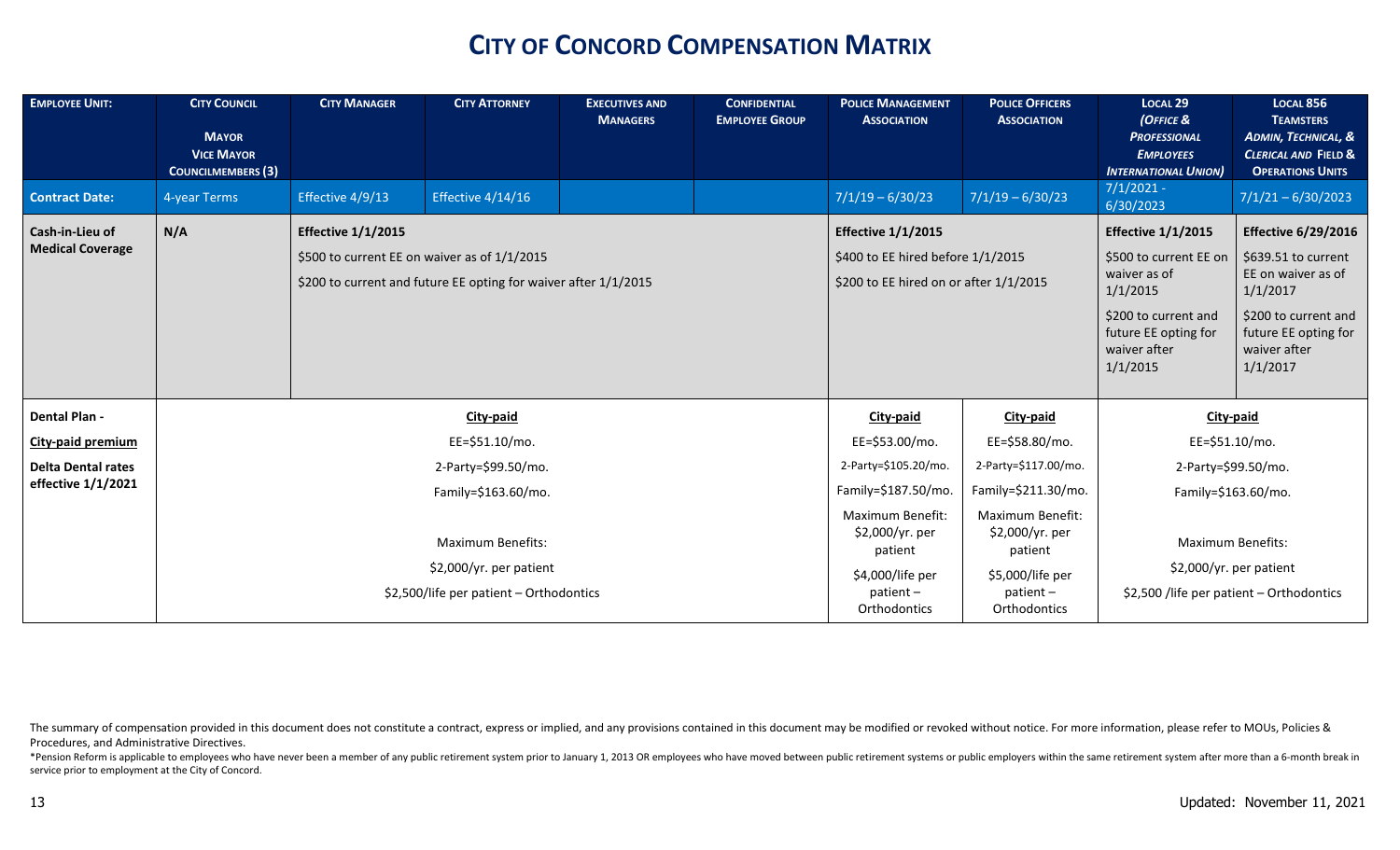# CITY OF CONCORD COMPENSATION MATRIX

| EMPLOYEE UNIT: | CITY COUNCIL MAYOR VICE MAYOR COUNCILMEMBERS (3) | CITY MANAGER | CITY ATTORNEY | EXECUTIVES AND MANAGERS | CONFIDENTIAL EMPLOYEE GROUP | POLICE MANAGEMENT ASSOCIATION | POLICE OFFICERS ASSOCIATION | LOCAL 29 (OFFICE & PROFESSIONAL EMPLOYEES INTERNATIONAL UNION) | LOCAL 856 TEAMSTERS ADMIN, TECHNICAL, & CLERICAL AND FIELD & OPERATIONS UNITS |
|---|---|---|---|---|---|---|---|---|---|
| **Contract Date:** | 4-year Terms | Effective 4/9/13 | Effective 4/14/16 | | | 7/1/19 – 6/30/23 | 7/1/19 – 6/30/23 | 7/1/2021 - 6/30/2023 | 7/1/21 – 6/30/2023 |
| **Cash-in-Lieu of Medical Coverage** | **N/A** | **Effective 1/1/2015**<br>$500 to current EE on waiver as of 1/1/2015<br>$200 to current and future EE opting for waiver after 1/1/2015 | | | | **Effective 1/1/2015**<br>$400 to EE hired before 1/1/2015<br>$200 to EE hired on or after 1/1/2015 | | **Effective 1/1/2015**<br>$500 to current EE on waiver as of 1/1/2015<br>$200 to current and future EE opting for waiver after 1/1/2015 | **Effective 6/29/2016**<br>$639.51 to current EE on waiver as of 1/1/2017<br>$200 to current and future EE opting for waiver after 1/1/2017 |
| **Dental Plan - City-paid premium Delta Dental rates effective 1/1/2021** | City-paid<br>EE=$51.10/mo.<br>2-Party=$99.50/mo.<br>Family=$163.60/mo.<br>Maximum Benefits:<br>$2,000/yr. per patient<br>$2,500/life per patient – Orthodontics | | | | | City-paid<br>EE=$53.00/mo.<br>2-Party=$105.20/mo.<br>Family=$187.50/mo.<br>Maximum Benefit: $2,000/yr. per patient<br>$4,000/life per patient – Orthodontics | City-paid<br>EE=$58.80/mo.<br>2-Party=$117.00/mo.<br>Family=$211.30/mo.<br>Maximum Benefit: $2,000/yr. per patient<br>$5,000/life per patient – Orthodontics | City-paid<br>EE=$51.10/mo.<br>2-Party=$99.50/mo.<br>Family=$163.60/mo.<br>Maximum Benefits:<br>$2,000/yr. per patient<br>$2,500 /life per patient – Orthodontics | |

The summary of compensation provided in this document does not constitute a contract, express or implied, and any provisions contained in this document may be modified or revoked without notice. For more information, please refer to MOUs, Policies & Procedures, and Administrative Directives.

*Pension Reform is applicable to employees who have never been a member of any public retirement system prior to January 1, 2013 OR employees who have moved between public retirement systems or public employers within the same retirement system after more than a 6-month break in service prior to employment at the City of Concord.

Updated: November 11, 2021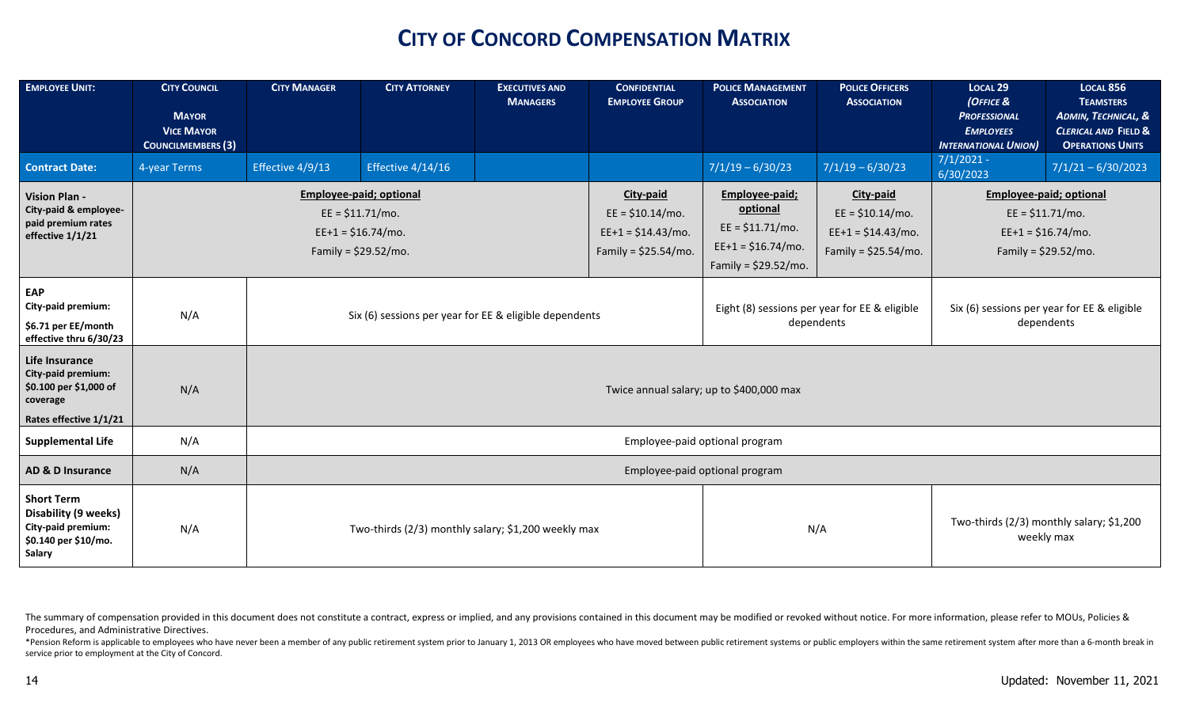# City of Concord Compensation Matrix

| Employee Unit: | City Council<br>Mayor<br>Vice Mayor<br>Councilmembers (3) | City Manager | City Attorney | Executives and Managers | Confidential Employee Group | Police Management Association | Police Officers Association | Local 29 (Office & Professional Employees International Union) | Local 856 Teamsters Admin, Technical, & Clerical and Field & Operations Units |
|---|---|---|---|---|---|---|---|---|---|
| **Contract Date:** | 4-year Terms | Effective 4/9/13 | Effective 4/14/16 | | | 7/1/19 – 6/30/23 | 7/1/19 – 6/30/23 | 7/1/2021 - 6/30/2023 | 7/1/21 – 6/30/2023 |
| **Vision Plan - City-paid & employee-paid premium rates effective 1/1/21** | **Employee-paid; optional**<br>EE = $11.71/mo.<br>EE+1 = $16.74/mo.<br>Family = $29.52/mo. | | | | **City-paid**<br>EE = $10.14/mo.<br>EE+1 = $14.43/mo.<br>Family = $25.54/mo. | **Employee-paid; optional**<br>EE = $11.71/mo.<br>EE+1 = $16.74/mo.<br>Family = $29.52/mo. | **City-paid**<br>EE = $10.14/mo.<br>EE+1 = $14.43/mo.<br>Family = $25.54/mo. | **Employee-paid; optional**<br>EE = $11.71/mo.<br>EE+1 = $16.74/mo.<br>Family = $29.52/mo. | |
| **EAP**<br>**City-paid premium:**<br>**$6.71 per EE/month effective thru 6/30/23** | N/A | Six (6) sessions per year for EE & eligible dependents | | | | Eight (8) sessions per year for EE & eligible dependents | | Six (6) sessions per year for EE & eligible dependents | |
| **Life Insurance**<br>**City-paid premium: $0.100 per $1,000 of coverage**<br>**Rates effective 1/1/21** | N/A | Twice annual salary; up to $400,000 max | | | | | | | |
| **Supplemental Life** | N/A | Employee-paid optional program | | | | | | | |
| **AD & D Insurance** | N/A | Employee-paid optional program | | | | | | | |
| **Short Term Disability (9 weeks)**<br>**City-paid premium: $0.140 per $10/mo. Salary** | N/A | Two-thirds (2/3) monthly salary; $1,200 weekly max | | | | N/A | | Two-thirds (2/3) monthly salary; $1,200 weekly max | |

The summary of compensation provided in this document does not constitute a contract, express or implied, and any provisions contained in this document may be modified or revoked without notice. For more information, please refer to MOUs, Policies & Procedures, and Administrative Directives.

*Pension Reform is applicable to employees who have never been a member of any public retirement system prior to January 1, 2013 OR employees who have moved between public retirement systems or public employers within the same retirement system after more than a 6-month break in service prior to employment at the City of Concord.

Updated: November 11, 2021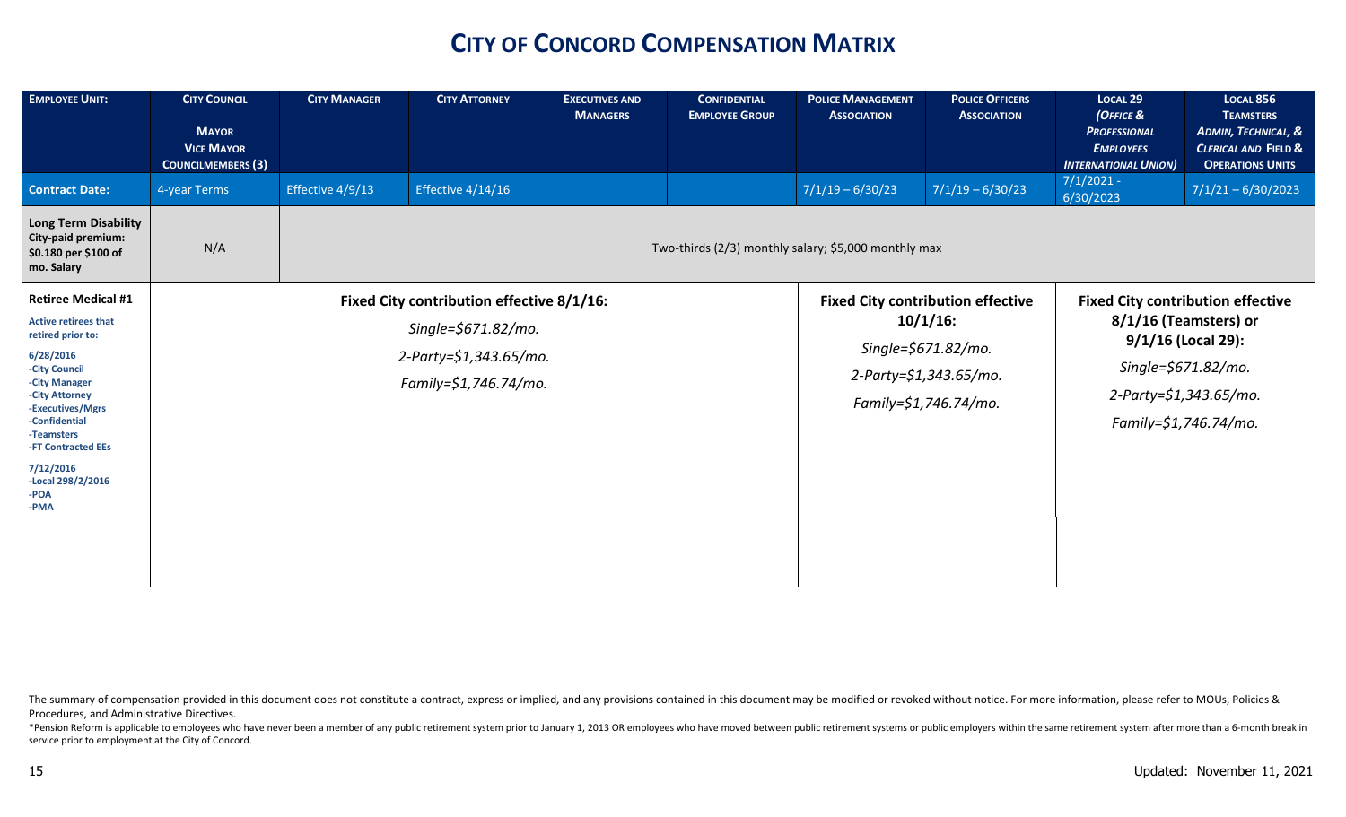# CITY OF CONCORD COMPENSATION MATRIX

| EMPLOYEE UNIT: | CITY COUNCIL MAYOR VICE MAYOR COUNCILMEMBERS (3) | CITY MANAGER | CITY ATTORNEY | EXECUTIVES AND MANAGERS | CONFIDENTIAL EMPLOYEE GROUP | POLICE MANAGEMENT ASSOCIATION | POLICE OFFICERS ASSOCIATION | LOCAL 29 (OFFICE & PROFESSIONAL EMPLOYEES INTERNATIONAL UNION) | LOCAL 856 TEAMSTERS ADMIN, TECHNICAL, & CLERICAL AND FIELD & OPERATIONS UNITS |
|---|---|---|---|---|---|---|---|---|---|
| **Contract Date:** | 4-year Terms | Effective 4/9/13 | Effective 4/14/16 | | | 7/1/19 – 6/30/23 | 7/1/19 – 6/30/23 | 7/1/2021 - 6/30/2023 | 7/1/21 – 6/30/2023 |
| **Long Term Disability** **City-paid premium: $0.180 per $100 of mo. Salary** | N/A | Two-thirds (2/3) monthly salary; $5,000 monthly max | | | | | | | |
| **Retiree Medical #1** **Active retirees that retired prior to:** **6/28/2016** **-City Council** **-City Manager** **-City Attorney** **-Executives/Mgrs** **-Confidential** **-Teamsters** **-FT Contracted EEs** **7/12/2016** **-Local 298/2/2016** **-POA** **-PMA** | **Fixed City contribution effective 8/1/16:** *Single=$671.82/mo.* *2-Party=$1,343.65/mo.* *Family=$1,746.74/mo.* | | | | | **Fixed City contribution effective 10/1/16:** *Single=$671.82/mo.* *2-Party=$1,343.65/mo.* *Family=$1,746.74/mo.* | | **Fixed City contribution effective 8/1/16 (Teamsters) or 9/1/16 (Local 29):** *Single=$671.82/mo.* *2-Party=$1,343.65/mo.* *Family=$1,746.74/mo.* | |

The summary of compensation provided in this document does not constitute a contract, express or implied, and any provisions contained in this document may be modified or revoked without notice. For more information, please refer to MOUs, Policies & Procedures, and Administrative Directives.

*Pension Reform is applicable to employees who have never been a member of any public retirement system prior to January 1, 2013 OR employees who have moved between public retirement systems or public employers within the same retirement system after more than a 6-month break in service prior to employment at the City of Concord.

Updated: November 11, 2021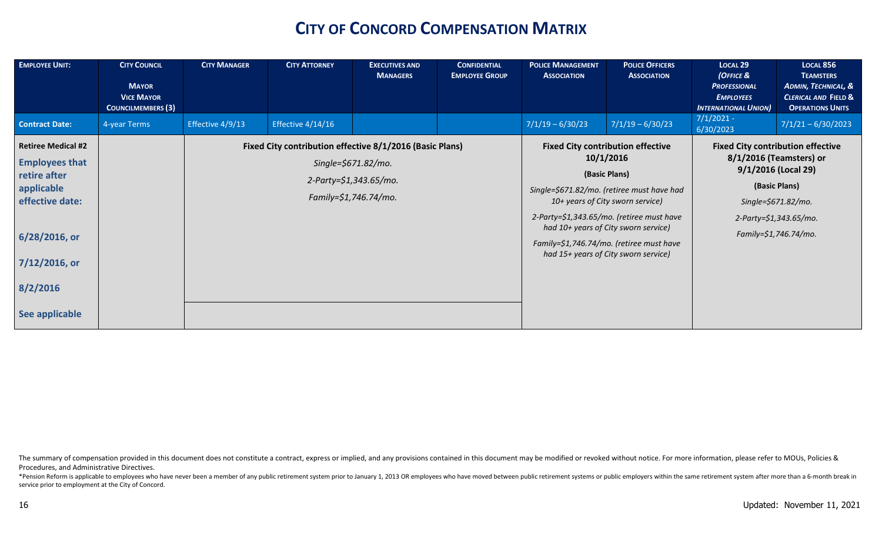# CITY OF CONCORD COMPENSATION MATRIX

| EMPLOYEE UNIT: | CITY COUNCIL MAYOR VICE MAYOR COUNCILMEMBERS (3) | CITY MANAGER | CITY ATTORNEY | EXECUTIVES AND MANAGERS | CONFIDENTIAL EMPLOYEE GROUP | POLICE MANAGEMENT ASSOCIATION | POLICE OFFICERS ASSOCIATION | LOCAL 29 (OFFICE & PROFESSIONAL EMPLOYEES INTERNATIONAL UNION) | LOCAL 856 TEAMSTERS ADMIN, TECHNICAL, & CLERICAL AND FIELD & OPERATIONS UNITS |
|---|---|---|---|---|---|---|---|---|---|
| **Contract Date:** | 4-year Terms | Effective 4/9/13 | Effective 4/14/16 | | | 7/1/19 – 6/30/23 | 7/1/19 – 6/30/23 | 7/1/2021 - 6/30/2023 | 7/1/21 – 6/30/2023 |
| **Retiree Medical #2** **Employees that retire after applicable effective date:** **6/28/2016, or** **7/12/2016, or** **8/2/2016** **See applicable** | | **Fixed City contribution effective 8/1/2016 (Basic Plans)** *Single=$671.82/mo.* *2-Party=$1,343.65/mo.* *Family=$1,746.74/mo.* | | | | **Fixed City contribution effective 10/1/2016** **(Basic Plans)** *Single=$671.82/mo. (retiree must have had 10+ years of City sworn service)* *2-Party=$1,343.65/mo. (retiree must have had 10+ years of City sworn service)* *Family=$1,746.74/mo. (retiree must have had 15+ years of City sworn service)* | | **Fixed City contribution effective 8/1/2016 (Teamsters) or 9/1/2016 (Local 29)** **(Basic Plans)** *Single=$671.82/mo.* *2-Party=$1,343.65/mo.* *Family=$1,746.74/mo.* | |

The summary of compensation provided in this document does not constitute a contract, express or implied, and any provisions contained in this document may be modified or revoked without notice. For more information, please refer to MOUs, Policies & Procedures, and Administrative Directives.

*Pension Reform is applicable to employees who have never been a member of any public retirement system prior to January 1, 2013 OR employees who have moved between public retirement systems or public employers within the same retirement system after more than a 6-month break in service prior to employment at the City of Concord.

Updated: November 11, 2021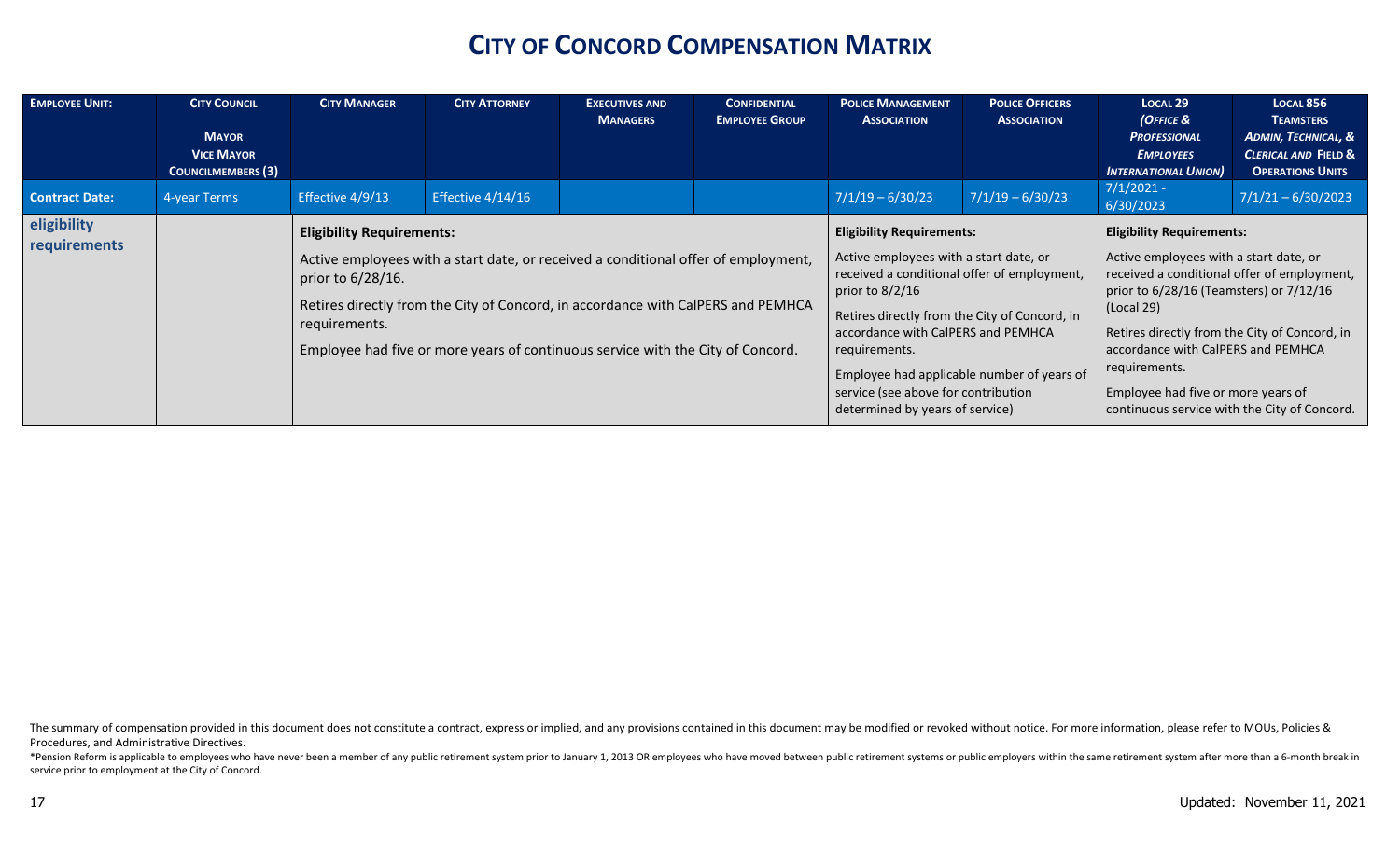# CITY OF CONCORD COMPENSATION MATRIX

| EMPLOYEE UNIT: | CITY COUNCIL<br>MAYOR<br>VICE MAYOR<br>COUNCILMEMBERS (3) | CITY MANAGER | CITY ATTORNEY | EXECUTIVES AND MANAGERS | CONFIDENTIAL EMPLOYEE GROUP | POLICE MANAGEMENT ASSOCIATION | POLICE OFFICERS ASSOCIATION | LOCAL 29 (OFFICE & PROFESSIONAL EMPLOYEES INTERNATIONAL UNION) | LOCAL 856 TEAMSTERS ADMIN, TECHNICAL, & CLERICAL AND FIELD & OPERATIONS UNITS |
|---|---|---|---|---|---|---|---|---|---|
| **Contract Date:** | 4-year Terms | Effective 4/9/13 | Effective 4/14/16 | | | 7/1/19 – 6/30/23 | 7/1/19 – 6/30/23 | 7/1/2021 - 6/30/2023 | 7/1/21 – 6/30/2023 |
| **eligibility requirements** | | **Eligibility Requirements:**<br>Active employees with a start date, or received a conditional offer of employment, prior to 6/28/16.<br>Retires directly from the City of Concord, in accordance with CalPERS and PEMHCA requirements.<br>Employee had five or more years of continuous service with the City of Concord. | | | | **Eligibility Requirements:**<br>Active employees with a start date, or received a conditional offer of employment, prior to 8/2/16<br>Retires directly from the City of Concord, in accordance with CalPERS and PEMHCA requirements.<br>Employee had applicable number of years of service (see above for contribution determined by years of service) | | **Eligibility Requirements:**<br>Active employees with a start date, or received a conditional offer of employment, prior to 6/28/16 (Teamsters) or 7/12/16 (Local 29)<br>Retires directly from the City of Concord, in accordance with CalPERS and PEMHCA requirements.<br>Employee had five or more years of continuous service with the City of Concord. | |

The summary of compensation provided in this document does not constitute a contract, express or implied, and any provisions contained in this document may be modified or revoked without notice. For more information, please refer to MOUs, Policies & Procedures, and Administrative Directives.

*Pension Reform is applicable to employees who have never been a member of any public retirement system prior to January 1, 2013 OR employees who have moved between public retirement systems or public employers within the same retirement system after more than a 6-month break in service prior to employment at the City of Concord.

Updated: November 11, 2021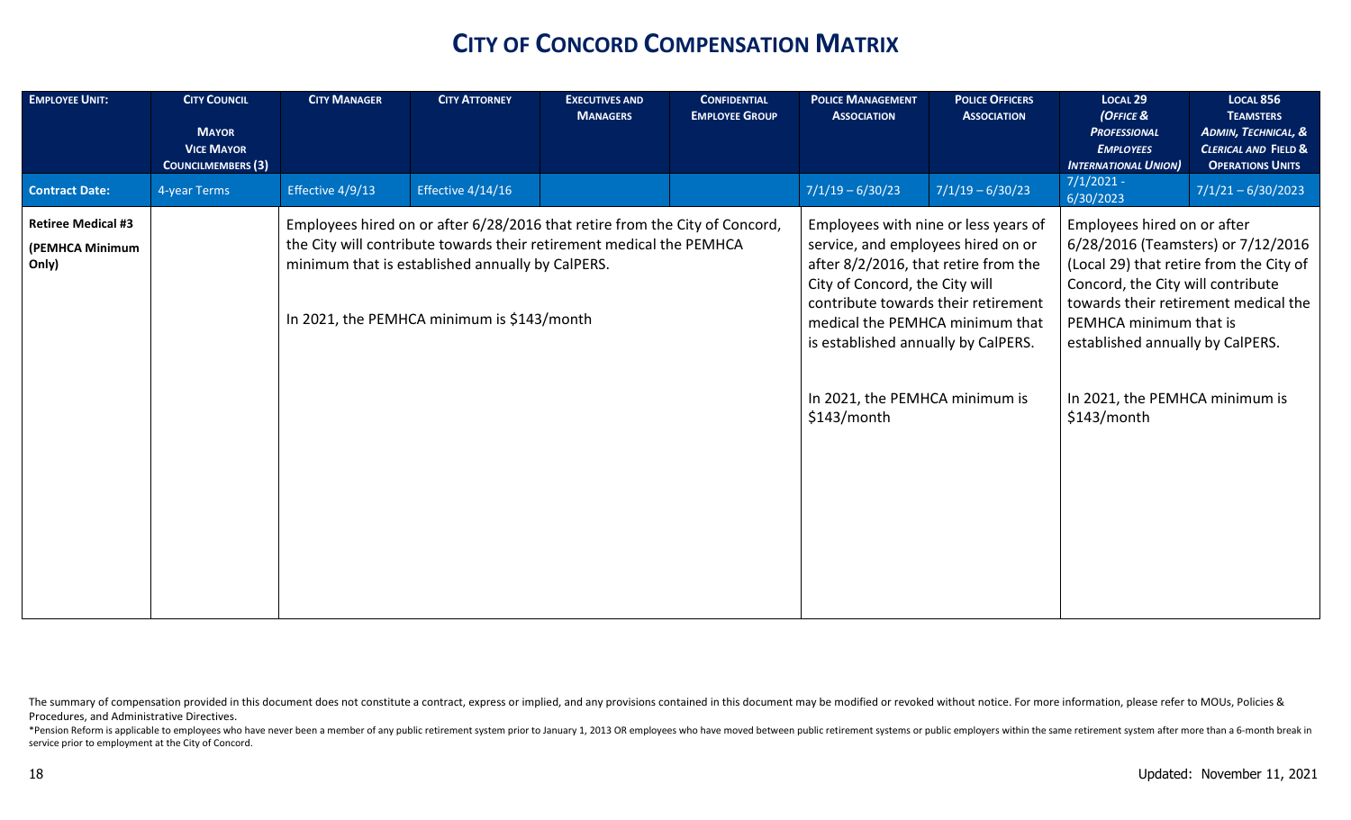# CITY OF CONCORD COMPENSATION MATRIX

| EMPLOYEE UNIT: | CITY COUNCIL<br>MAYOR<br>VICE MAYOR<br>COUNCILMEMBERS (3) | CITY MANAGER | CITY ATTORNEY | EXECUTIVES AND MANAGERS | CONFIDENTIAL EMPLOYEE GROUP | POLICE MANAGEMENT ASSOCIATION | POLICE OFFICERS ASSOCIATION | LOCAL 29 (OFFICE & PROFESSIONAL EMPLOYEES INTERNATIONAL UNION) | LOCAL 856 TEAMSTERS ADMIN, TECHNICAL, & CLERICAL AND FIELD & OPERATIONS UNITS |
|---|---|---|---|---|---|---|---|---|---|
| **Contract Date:** | 4-year Terms | Effective 4/9/13 | Effective 4/14/16 | | | 7/1/19 – 6/30/23 | 7/1/19 – 6/30/23 | 7/1/2021 - 6/30/2023 | 7/1/21 – 6/30/2023 |
| **Retiree Medical #3 (PEMHCA Minimum Only)** | | Employees hired on or after 6/28/2016 that retire from the City of Concord, the City will contribute towards their retirement medical the PEMHCA minimum that is established annually by CalPERS.<br><br>In 2021, the PEMHCA minimum is $143/month | | | | Employees with nine or less years of service, and employees hired on or after 8/2/2016, that retire from the City of Concord, the City will contribute towards their retirement medical the PEMHCA minimum that is established annually by CalPERS.<br><br>In 2021, the PEMHCA minimum is $143/month | | Employees hired on or after 6/28/2016 (Teamsters) or 7/12/2016 (Local 29) that retire from the City of Concord, the City will contribute towards their retirement medical the PEMHCA minimum that is established annually by CalPERS.<br><br>In 2021, the PEMHCA minimum is $143/month | |

The summary of compensation provided in this document does not constitute a contract, express or implied, and any provisions contained in this document may be modified or revoked without notice. For more information, please refer to MOUs, Policies & Procedures, and Administrative Directives.

*Pension Reform is applicable to employees who have never been a member of any public retirement system prior to January 1, 2013 OR employees who have moved between public retirement systems or public employers within the same retirement system after more than a 6-month break in service prior to employment at the City of Concord.

Updated: November 11, 2021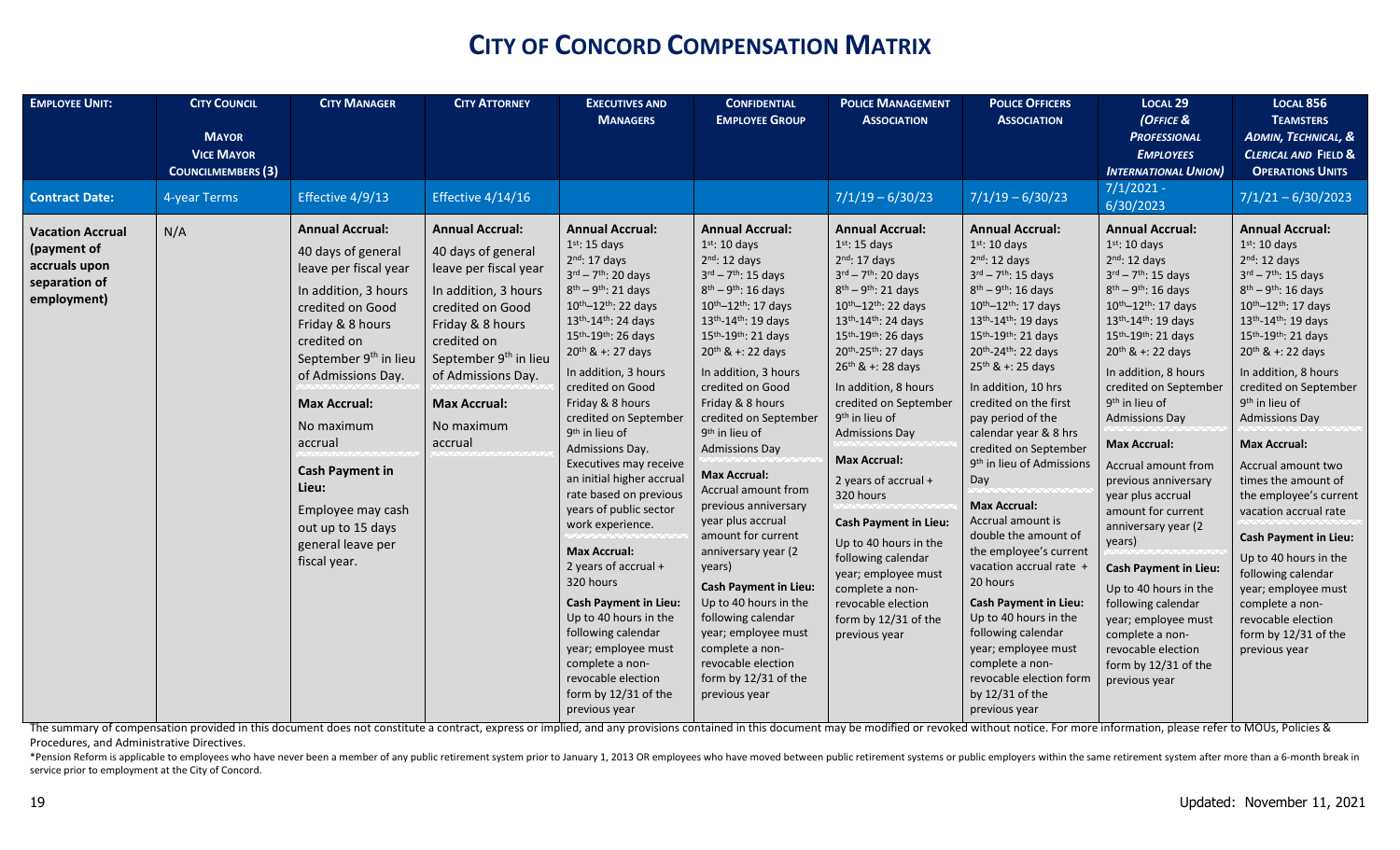# City of Concord Compensation Matrix

| Employee Unit: | City Council<br>Mayor<br>Vice Mayor<br>Councilmembers (3) | City Manager | City Attorney | Executives and Managers | Confidential Employee Group | Police Management Association | Police Officers Association | Local 29 (Office & Professional Employees International Union) | Local 856 Teamsters Admin, Technical, & Clerical and Field & Operations Units |
|---|---|---|---|---|---|---|---|---|---|
| **Contract Date:** | 4-year Terms | Effective 4/9/13 | Effective 4/14/16 | | | 7/1/19 – 6/30/23 | 7/1/19 – 6/30/23 | 7/1/2021 - 6/30/2023 | 7/1/21 – 6/30/2023 |
| **Vacation Accrual (payment of accruals upon separation of employment)** | N/A | **Annual Accrual:**<br>40 days of general leave per fiscal year<br>In addition, 3 hours credited on Good Friday & 8 hours credited on September 9th in lieu of Admissions Day.<br>**Max Accrual:**<br>No maximum accrual<br>**Cash Payment in Lieu:**<br>Employee may cash out up to 15 days general leave per fiscal year. | **Annual Accrual:**<br>40 days of general leave per fiscal year<br>In addition, 3 hours credited on Good Friday & 8 hours credited on September 9th in lieu of Admissions Day.<br>**Max Accrual:**<br>No maximum accrual | **Annual Accrual:**<br>1st: 15 days<br>2nd: 17 days<br>3rd – 7th: 20 days<br>8th – 9th: 21 days<br>10th–12th: 22 days<br>13th-14th: 24 days<br>15th-19th: 26 days<br>20th & +: 27 days<br>In addition, 3 hours credited on Good Friday & 8 hours credited on September 9th in lieu of Admissions Day.<br>Executives may receive an initial higher accrual rate based on previous years of public sector work experience.<br>**Max Accrual:**<br>2 years of accrual + 320 hours<br>**Cash Payment in Lieu:**<br>Up to 40 hours in the following calendar year; employee must complete a non-revocable election form by 12/31 of the previous year | **Annual Accrual:**<br>1st: 10 days<br>2nd: 12 days<br>3rd – 7th: 15 days<br>8th – 9th: 16 days<br>10th–12th: 17 days<br>13th-14th: 19 days<br>15th-19th: 21 days<br>20th & +: 22 days<br>In addition, 3 hours credited on Good Friday & 8 hours credited on September 9th in lieu of Admissions Day<br>**Max Accrual:**<br>Accrual amount from previous anniversary year plus accrual amount for current anniversary year (2 years)<br>**Cash Payment in Lieu:**<br>Up to 40 hours in the following calendar year; employee must complete a non-revocable election form by 12/31 of the previous year | **Annual Accrual:**<br>1st: 15 days<br>2nd: 17 days<br>3rd – 7th: 20 days<br>8th – 9th: 21 days<br>10th–12th: 22 days<br>13th-14th: 24 days<br>15th-19th: 26 days<br>20th-25th: 27 days<br>26th & +: 28 days<br>In addition, 8 hours credited on September 9th in lieu of Admissions Day<br>**Max Accrual:**<br>2 years of accrual + 320 hours<br>**Cash Payment in Lieu:**<br>Up to 40 hours in the following calendar year; employee must complete a non-revocable election form by 12/31 of the previous year | **Annual Accrual:**<br>1st: 10 days<br>2nd: 12 days<br>3rd – 7th: 15 days<br>8th – 9th: 16 days<br>10th–12th: 17 days<br>13th-14th: 19 days<br>15th-19th: 21 days<br>20th-24th: 22 days<br>25th & +: 25 days<br>In addition, 10 hrs credited on the first pay period of the calendar year & 8 hrs credited on September 9th in lieu of Admissions Day<br>**Max Accrual:**<br>Accrual amount is double the amount of the employee's current vacation accrual rate + 20 hours<br>**Cash Payment in Lieu:**<br>Up to 40 hours in the following calendar year; employee must complete a non-revocable election form by 12/31 of the previous year | **Annual Accrual:**<br>1st: 10 days<br>2nd: 12 days<br>3rd – 7th: 15 days<br>8th – 9th: 16 days<br>10th–12th: 17 days<br>13th-14th: 19 days<br>15th-19th: 21 days<br>20th & +: 22 days<br>In addition, 8 hours credited on September 9th in lieu of Admissions Day<br>**Max Accrual:**<br>Accrual amount from previous anniversary year plus accrual amount for current anniversary year (2 years)<br>**Cash Payment in Lieu:**<br>Up to 40 hours in the following calendar year; employee must complete a non-revocable election form by 12/31 of the previous year | **Annual Accrual:**<br>1st: 10 days<br>2nd: 12 days<br>3rd – 7th: 15 days<br>8th – 9th: 16 days<br>10th–12th: 17 days<br>13th-14th: 19 days<br>15th-19th: 21 days<br>20th & +: 22 days<br>In addition, 8 hours credited on September 9th in lieu of Admissions Day<br>**Max Accrual:**<br>Accrual amount two times the amount of the employee's current vacation accrual rate<br>**Cash Payment in Lieu:**<br>Up to 40 hours in the following calendar year; employee must complete a non-revocable election form by 12/31 of the previous year |

The summary of compensation provided in this document does not constitute a contract, express or implied, and any provisions contained in this document may be modified or revoked without notice. For more information, please refer to MOUs, Policies & Procedures, and Administrative Directives.

*Pension Reform is applicable to employees who have never been a member of any public retirement system prior to January 1, 2013 OR employees who have moved between public retirement systems or public employers within the same retirement system after more than a 6-month break in service prior to employment at the City of Concord.

Updated: November 11, 2021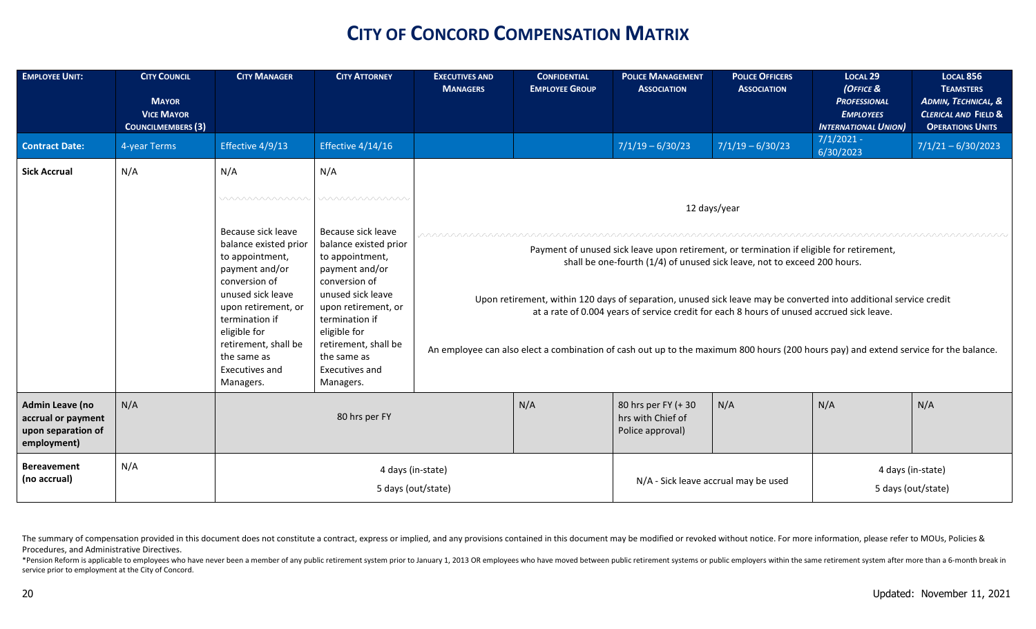# CITY OF CONCORD COMPENSATION MATRIX

| EMPLOYEE UNIT: | CITY COUNCIL<br>MAYOR<br>VICE MAYOR<br>COUNCILMEMBERS (3) | CITY MANAGER | CITY ATTORNEY | EXECUTIVES AND MANAGERS | CONFIDENTIAL EMPLOYEE GROUP | POLICE MANAGEMENT ASSOCIATION | POLICE OFFICERS ASSOCIATION | LOCAL 29 (OFFICE & PROFESSIONAL EMPLOYEES INTERNATIONAL UNION) | LOCAL 856 TEAMSTERS ADMIN, TECHNICAL, & CLERICAL AND FIELD & OPERATIONS UNITS |
|---|---|---|---|---|---|---|---|---|---|
| **Contract Date:** | 4-year Terms | Effective 4/9/13 | Effective 4/14/16 | | | 7/1/19 – 6/30/23 | 7/1/19 – 6/30/23 | 7/1/2021 - 6/30/2023 | 7/1/21 – 6/30/2023 |
| **Sick Accrual** | N/A | N/A<br><br>Because sick leave balance existed prior to appointment, payment and/or conversion of unused sick leave upon retirement, or termination if eligible for retirement, shall be the same as Executives and Managers. | N/A<br><br>Because sick leave balance existed prior to appointment, payment and/or conversion of unused sick leave upon retirement, or termination if eligible for retirement, shall be the same as Executives and Managers. | 12 days/year<br><br>Payment of unused sick leave upon retirement, or termination if eligible for retirement, shall be one-fourth (1/4) of unused sick leave, not to exceed 200 hours.<br><br>Upon retirement, within 120 days of separation, unused sick leave may be converted into additional service credit at a rate of 0.004 years of service credit for each 8 hours of unused accrued sick leave.<br><br>An employee can also elect a combination of cash out up to the maximum 800 hours (200 hours pay) and extend service for the balance. | | | | | |
| **Admin Leave (no accrual or payment upon separation of employment)** | N/A | 80 hrs per FY | | | N/A | 80 hrs per FY (+ 30 hrs with Chief of Police approval) | N/A | N/A | N/A |
| **Bereavement (no accrual)** | N/A | 4 days (in-state)<br>5 days (out/state) | | | | N/A - Sick leave accrual may be used | | 4 days (in-state)<br>5 days (out/state) | |

The summary of compensation provided in this document does not constitute a contract, express or implied, and any provisions contained in this document may be modified or revoked without notice. For more information, please refer to MOUs, Policies & Procedures, and Administrative Directives.

*Pension Reform is applicable to employees who have never been a member of any public retirement system prior to January 1, 2013 OR employees who have moved between public retirement systems or public employers within the same retirement system after more than a 6-month break in service prior to employment at the City of Concord.

Updated: November 11, 2021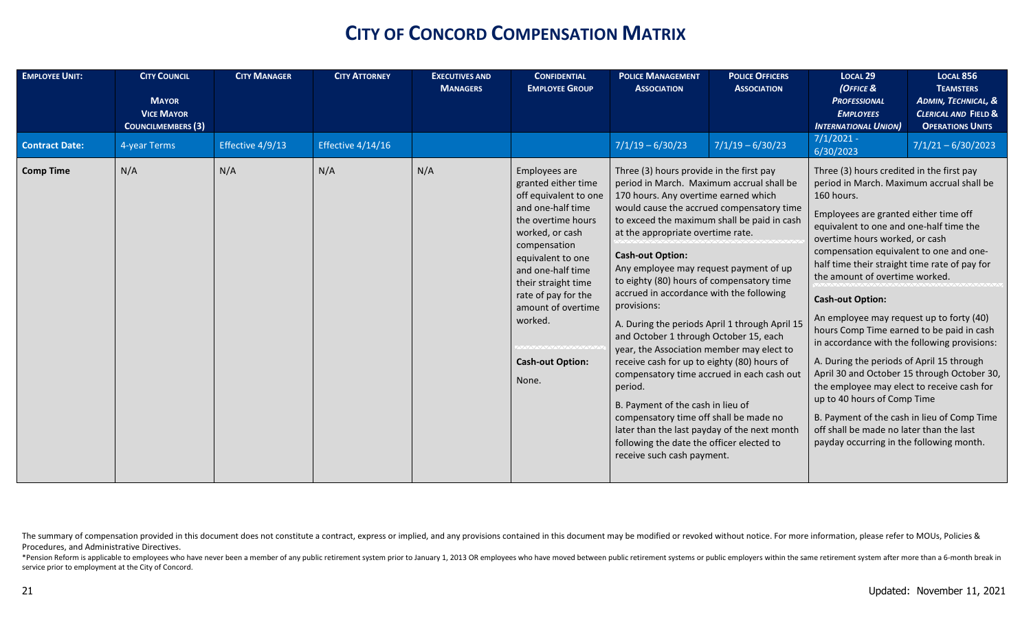# CITY OF CONCORD COMPENSATION MATRIX

| EMPLOYEE UNIT: | CITY COUNCIL<br>MAYOR<br>VICE MAYOR<br>COUNCILMEMBERS (3) | CITY MANAGER | CITY ATTORNEY | EXECUTIVES AND MANAGERS | CONFIDENTIAL EMPLOYEE GROUP | POLICE MANAGEMENT ASSOCIATION | POLICE OFFICERS ASSOCIATION | LOCAL 29 (OFFICE & PROFESSIONAL EMPLOYEES INTERNATIONAL UNION) | LOCAL 856 TEAMSTERS ADMIN, TECHNICAL, & CLERICAL AND FIELD & OPERATIONS UNITS |
|---|---|---|---|---|---|---|---|---|---|
| **Contract Date:** | 4-year Terms | Effective 4/9/13 | Effective 4/14/16 | | | 7/1/19 – 6/30/23 | 7/1/19 – 6/30/23 | 7/1/2021 - 6/30/2023 | 7/1/21 – 6/30/2023 |
| **Comp Time** | N/A | N/A | N/A | N/A | Employees are granted either time off equivalent to one and one-half time the overtime hours worked, or cash compensation equivalent to one and one-half time their straight time rate of pay for the amount of overtime worked.<br><br>**Cash-out Option:**<br>None. | Three (3) hours provide in the first pay period in March. Maximum accrual shall be 170 hours. Any overtime earned which would cause the accrued compensatory time to exceed the maximum shall be paid in cash at the appropriate overtime rate.<br><br>**Cash-out Option:**<br>Any employee may request payment of up to eighty (80) hours of compensatory time accrued in accordance with the following provisions:<br>A. During the periods April 1 through April 15 and October 1 through October 15, each year, the Association member may elect to receive cash for up to eighty (80) hours of compensatory time accrued in each cash out period.<br>B. Payment of the cash in lieu of compensatory time off shall be made no later than the last payday of the next month following the date the officer elected to receive such cash payment. | | Three (3) hours credited in the first pay period in March. Maximum accrual shall be 160 hours.<br>Employees are granted either time off equivalent to one and one-half time the overtime hours worked, or cash compensation equivalent to one and one-half time their straight time rate of pay for the amount of overtime worked.<br><br>**Cash-out Option:**<br>An employee may request up to forty (40) hours Comp Time earned to be paid in cash in accordance with the following provisions:<br>A. During the periods of April 15 through April 30 and October 15 through October 30, the employee may elect to receive cash for up to 40 hours of Comp Time<br>B. Payment of the cash in lieu of Comp Time off shall be made no later than the last payday occurring in the following month. | |

The summary of compensation provided in this document does not constitute a contract, express or implied, and any provisions contained in this document may be modified or revoked without notice. For more information, please refer to MOUs, Policies & Procedures, and Administrative Directives.

*Pension Reform is applicable to employees who have never been a member of any public retirement system prior to January 1, 2013 OR employees who have moved between public retirement systems or public employers within the same retirement system after more than a 6-month break in service prior to employment at the City of Concord.

Updated: November 11, 2021